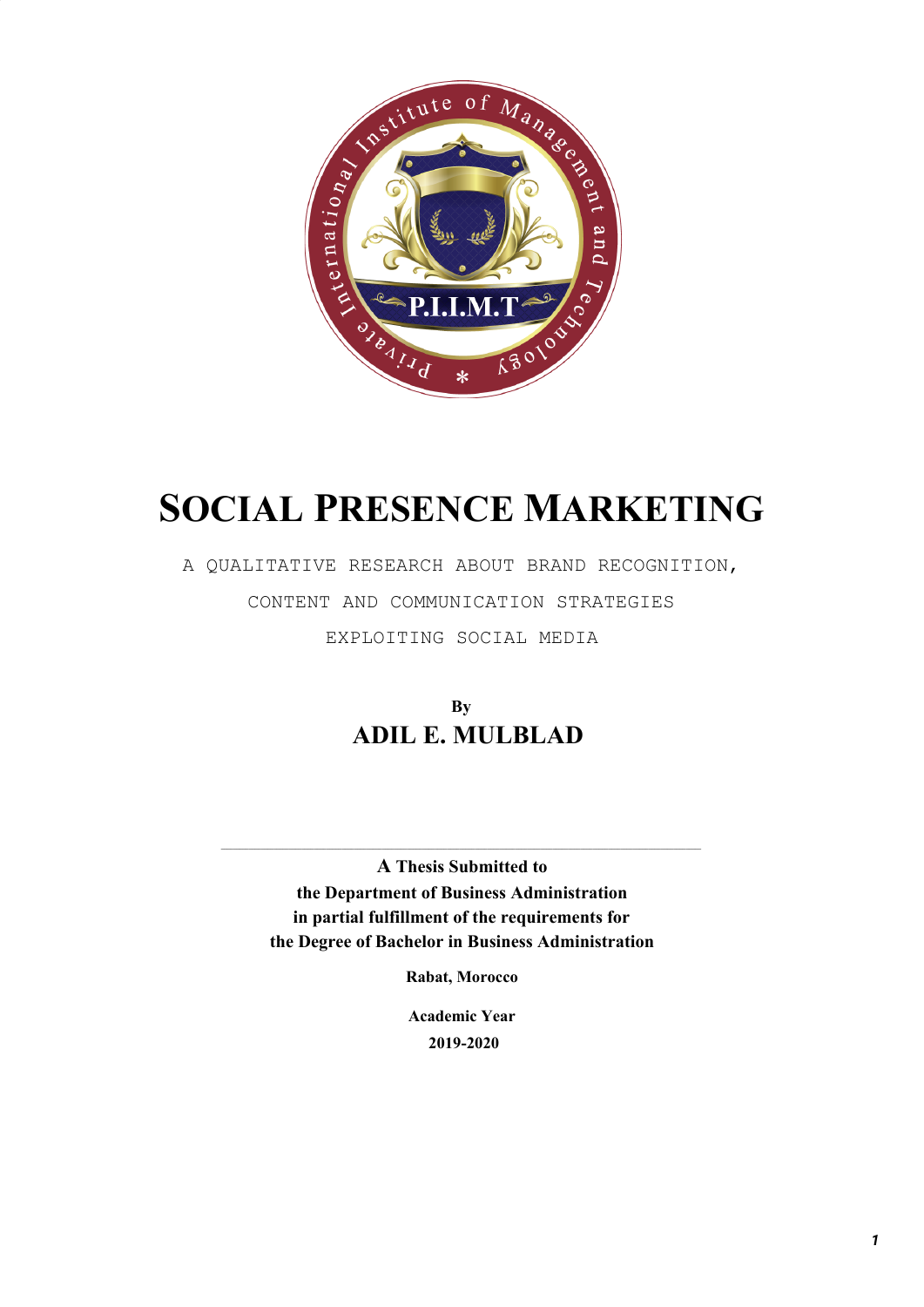# SOCIAL PRESENCE MARKETING

A QUALITATIVE RESEARCH ABOUT BRAND RECOGNITION,

CONTENT AND COMMUNICATION STRATEGIES

EXPLOITING SOCIAL MEDIA

**By**

**ADIL E. MULBLAD**

---

**A Thesis Submitted to**
**the Department of Business Administration**
**in partial fulfillment of the requirements for**
**the Degree of Bachelor in Business Administration**

**Rabat, Morocco**

**Academic Year**
**2019-2020**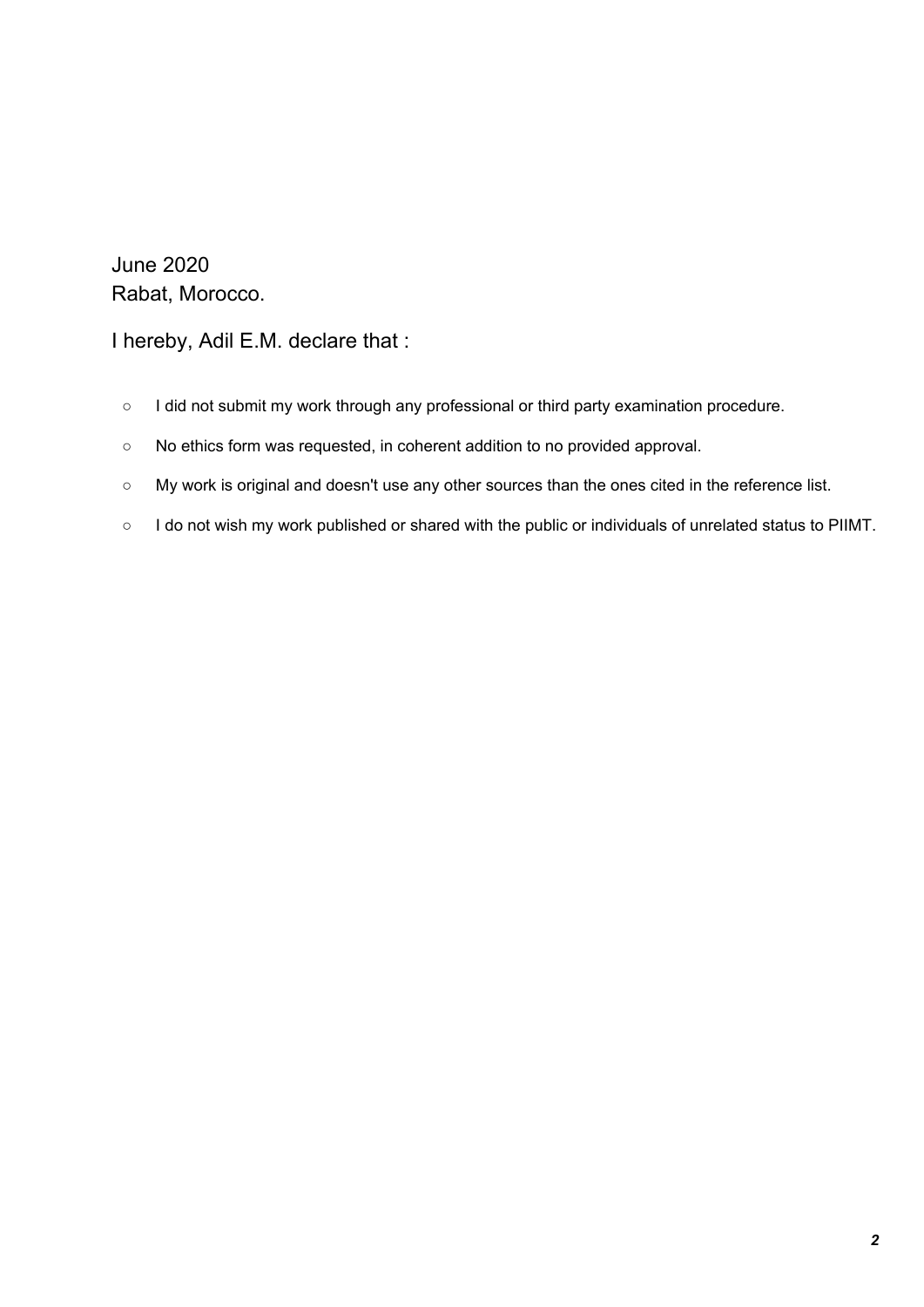June 2020
Rabat, Morocco.

I hereby, Adil E.M. declare that :

- I did not submit my work through any professional or third party examination procedure.
- No ethics form was requested, in coherent addition to no provided approval.
- My work is original and doesn't use any other sources than the ones cited in the reference list.
- I do not wish my work published or shared with the public or individuals of unrelated status to PIIMT.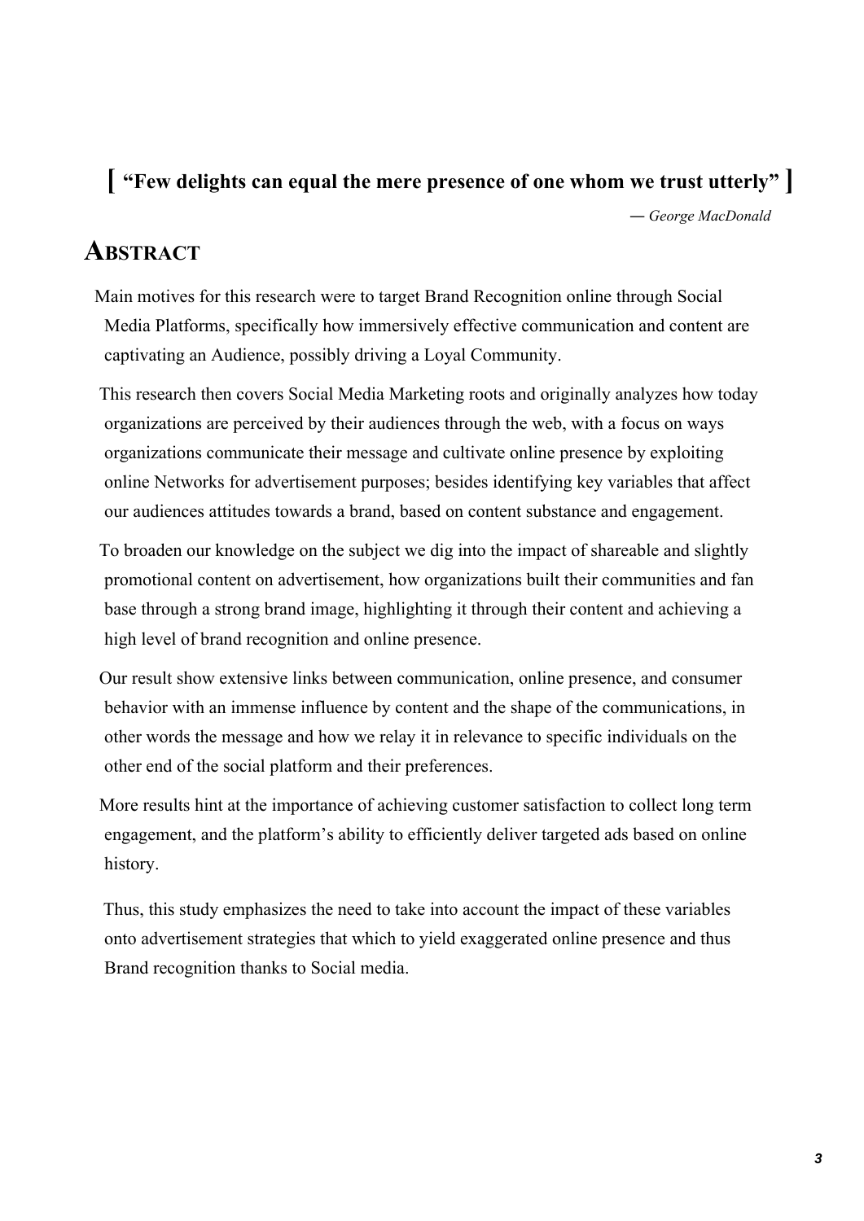**[ “Few delights can equal the mere presence of one whom we trust utterly” ]**

— *George MacDonald*

# ABSTRACT

Main motives for this research were to target Brand Recognition online through Social Media Platforms, specifically how immersively effective communication and content are captivating an Audience, possibly driving a Loyal Community.

This research then covers Social Media Marketing roots and originally analyzes how today organizations are perceived by their audiences through the web, with a focus on ways organizations communicate their message and cultivate online presence by exploiting online Networks for advertisement purposes; besides identifying key variables that affect our audiences attitudes towards a brand, based on content substance and engagement.

To broaden our knowledge on the subject we dig into the impact of shareable and slightly promotional content on advertisement, how organizations built their communities and fan base through a strong brand image, highlighting it through their content and achieving a high level of brand recognition and online presence.

Our result show extensive links between communication, online presence, and consumer behavior with an immense influence by content and the shape of the communications, in other words the message and how we relay it in relevance to specific individuals on the other end of the social platform and their preferences.

More results hint at the importance of achieving customer satisfaction to collect long term engagement, and the platform’s ability to efficiently deliver targeted ads based on online history.

Thus, this study emphasizes the need to take into account the impact of these variables onto advertisement strategies that which to yield exaggerated online presence and thus Brand recognition thanks to Social media.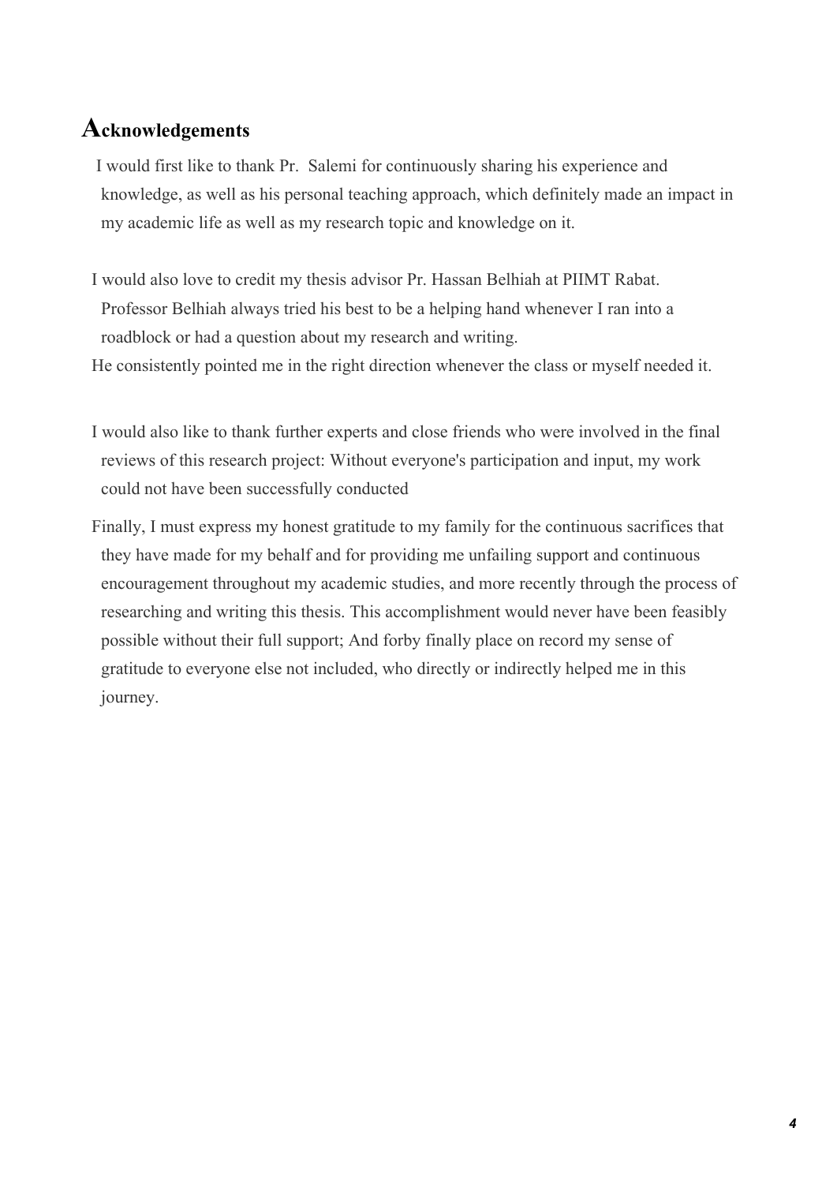# Acknowledgements

I would first like to thank Pr. Salemi for continuously sharing his experience and knowledge, as well as his personal teaching approach, which definitely made an impact in my academic life as well as my research topic and knowledge on it.

I would also love to credit my thesis advisor Pr. Hassan Belhiah at PIIMT Rabat. Professor Belhiah always tried his best to be a helping hand whenever I ran into a roadblock or had a question about my research and writing.
He consistently pointed me in the right direction whenever the class or myself needed it.

I would also like to thank further experts and close friends who were involved in the final reviews of this research project: Without everyone's participation and input, my work could not have been successfully conducted

Finally, I must express my honest gratitude to my family for the continuous sacrifices that they have made for my behalf and for providing me unfailing support and continuous encouragement throughout my academic studies, and more recently through the process of researching and writing this thesis. This accomplishment would never have been feasibly possible without their full support; And forby finally place on record my sense of gratitude to everyone else not included, who directly or indirectly helped me in this journey.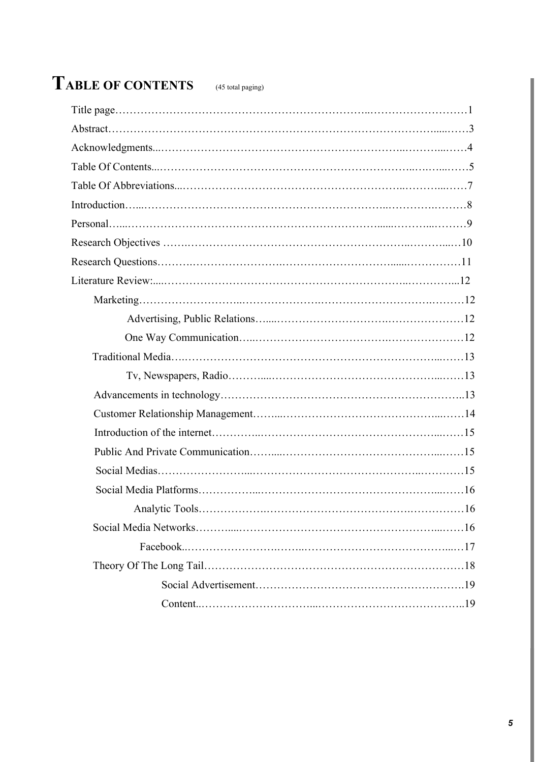# TABLE OF CONTENTS (45 total paging)

Title page……………………………………………………………..………………………1

Abstract…………………………………………………………………………….....……3

Acknowledgments...………………………………………………………...………...……4

Table Of Contents...………………………………………………………..…..…...……5

Table Of Abbreviations...……………………………………………………..………...……7

Introduction…...……………………………………………………..……………..………8

Personal…...……………………………………………………………......………...………9

Research Objectives …….……………………………………………………..………...…10

Research Questions……….…………………….…………………………......……………11

Literature Review:....………………………………………………………..…………...12

- Marketing……………………..……………….……………………………….………12
  - Advertising, Public Relations…....…………………………….…………………12
  - One Way Communication…..……………………………….…………………12
- Traditional Media….…………………………………………………………...……13
  - Tv, Newspapers, Radio………...…………………………………………...……13
- Advancements in technology…………………………………………………………..13
- Customer Relationship Management……...……………………………………...……14
- Introduction of the internet…………...…………………………………………...……15
- Public And Private Communication……....……………………………………...……15
- Social Medias……………………...………………………………………..…………15
- Social Media Platforms……………...…………………………………………...……16
  - Analytic Tools……………….……………………………………….……………16
- Social Media Networks……….....………………………………………………...……16
  - Facebook..……………………….…..………………………………………....…17
- Theory Of The Long Tail………………………………………………………………18
  - Social Advertisement………………………………….…………………….19
  - Content..…………………………....…………………………………………..19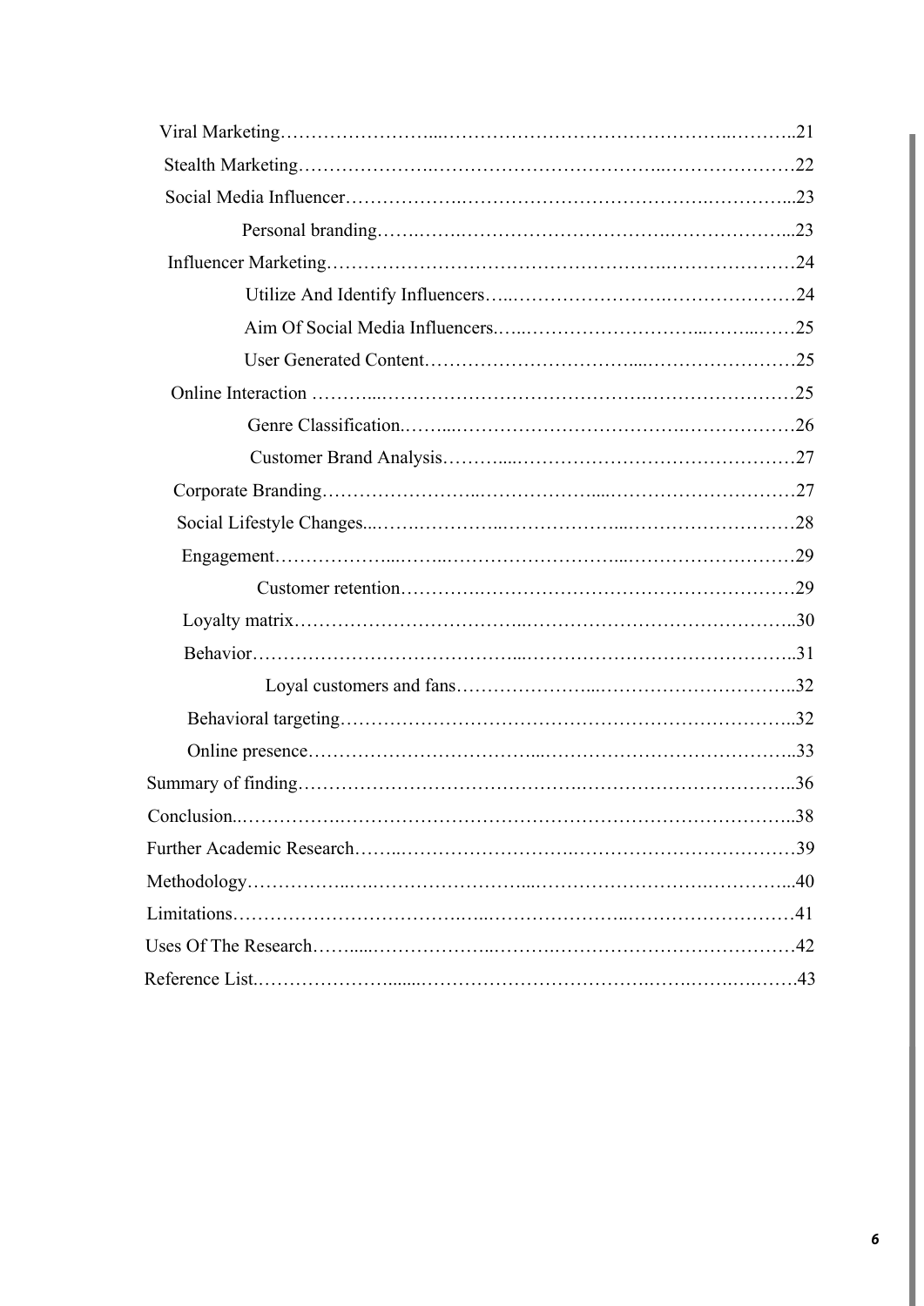Viral Marketing……………………....………………………………………..………..21

Stealth Marketing…………………..………………………………...…………………22

Social Media Influencer……………….………………………………….…………...23

Personal branding…….…….……………………………….………………...23

Influencer Marketing……………………………………………….…………………24

Utilize And Identify Influencers…..…………………….…………………24

Aim Of Social Media Influencers.…..……………………...……...……25

User Generated Content…………………………....……………………25

Online Interaction ……....……………………………………….…………………….25

Genre Classification.……...………………………………….………………26

Customer Brand Analysis………....………………………………………27

Corporate Branding……………………..………………....……………….…………27

Social Lifestyle Changes...…….…………..……………....………………………28

Engagement………………...……...………………………....………………………29

Customer retention………….……………………………………….…….29

Loyalty matrix……………………………...……………………………………..30

Behavior……………………………………...……………………………………..31

Loyal customers and fans…………………...…………………………..32

Behavioral targeting…………………………………………………………………..32

Online presence………………………………...……………………………………..33

Summary of finding…………………………….……….…….………………………..36

Conclusion..……………..…………………………………………………………………..38

Further Academic Research……..……………………….……………………………39

Methodology……………..….……………………....…………………….…………...40

Limitations…………………………….…..……………….…..………………………41

Uses Of The Research……....………………..……….……………………………………42

Reference List.………………….......………………………………….…….…….…….43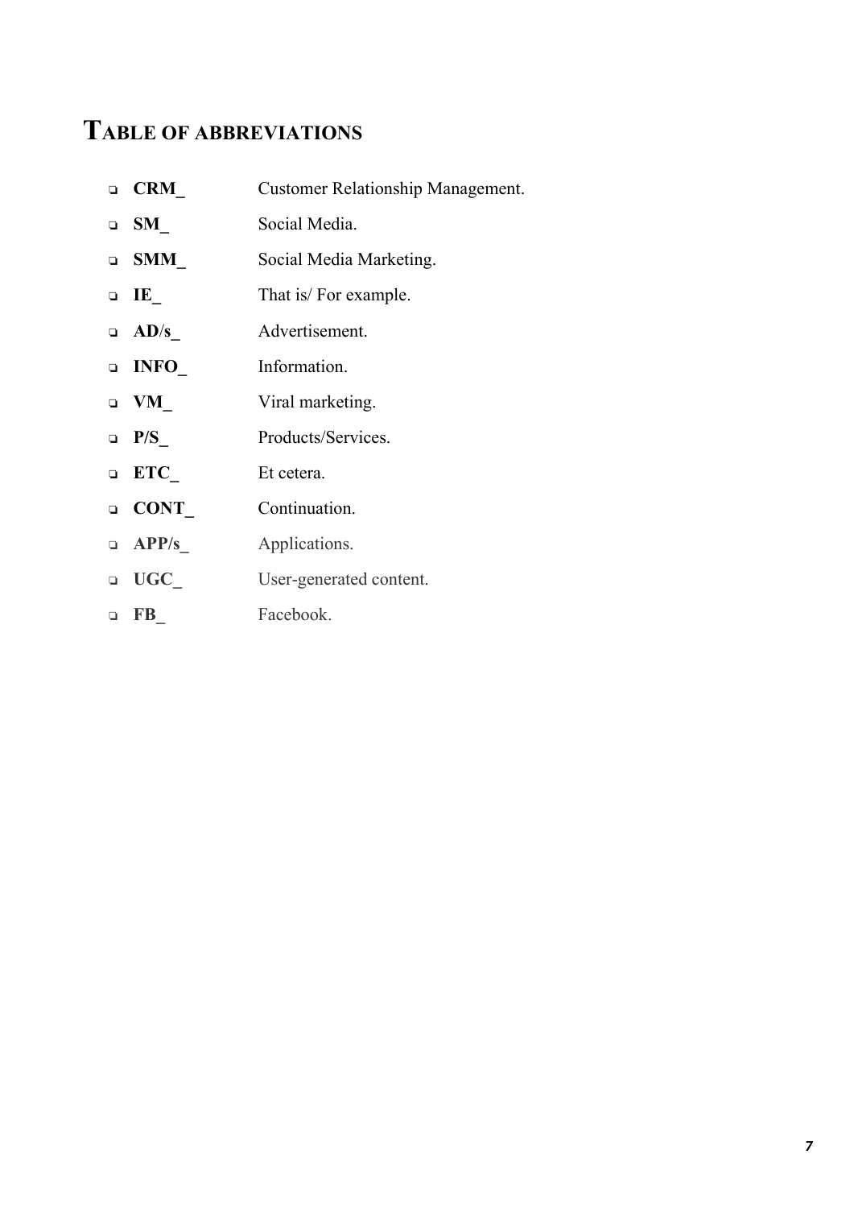# TABLE OF ABBREVIATIONS

- **CRM_** Customer Relationship Management.
- **SM_** Social Media.
- **SMM_** Social Media Marketing.
- **IE_** That is/ For example.
- **AD/s_** Advertisement.
- **INFO_** Information.
- **VM_** Viral marketing.
- **P/S_** Products/Services.
- **ETC_** Et cetera.
- **CONT_** Continuation.
- **APP/s_** Applications.
- **UGC_** User-generated content.
- **FB_** Facebook.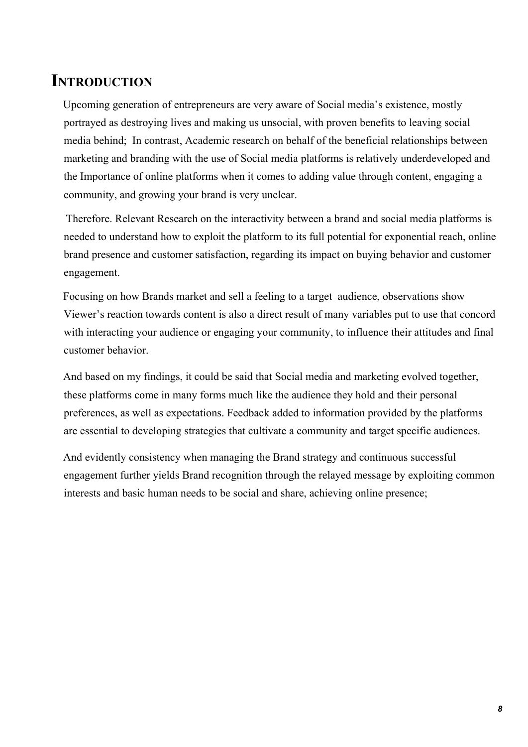# INTRODUCTION

Upcoming generation of entrepreneurs are very aware of Social media's existence, mostly portrayed as destroying lives and making us unsocial, with proven benefits to leaving social media behind; In contrast, Academic research on behalf of the beneficial relationships between marketing and branding with the use of Social media platforms is relatively underdeveloped and the Importance of online platforms when it comes to adding value through content, engaging a community, and growing your brand is very unclear.

Therefore. Relevant Research on the interactivity between a brand and social media platforms is needed to understand how to exploit the platform to its full potential for exponential reach, online brand presence and customer satisfaction, regarding its impact on buying behavior and customer engagement.

Focusing on how Brands market and sell a feeling to a target audience, observations show Viewer's reaction towards content is also a direct result of many variables put to use that concord with interacting your audience or engaging your community, to influence their attitudes and final customer behavior.

And based on my findings, it could be said that Social media and marketing evolved together, these platforms come in many forms much like the audience they hold and their personal preferences, as well as expectations. Feedback added to information provided by the platforms are essential to developing strategies that cultivate a community and target specific audiences.

And evidently consistency when managing the Brand strategy and continuous successful engagement further yields Brand recognition through the relayed message by exploiting common interests and basic human needs to be social and share, achieving online presence;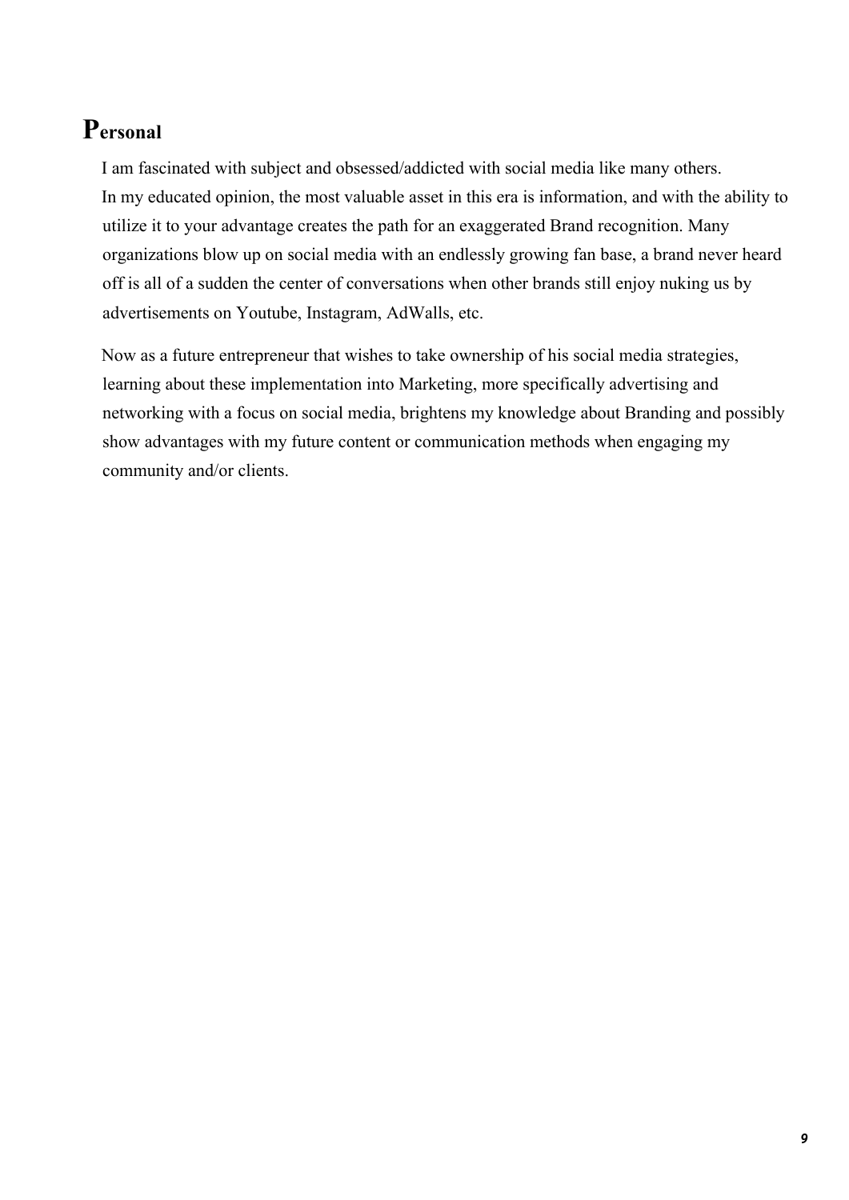## Personal

I am fascinated with subject and obsessed/addicted with social media like many others. In my educated opinion, the most valuable asset in this era is information, and with the ability to utilize it to your advantage creates the path for an exaggerated Brand recognition. Many organizations blow up on social media with an endlessly growing fan base, a brand never heard off is all of a sudden the center of conversations when other brands still enjoy nuking us by advertisements on Youtube, Instagram, AdWalls, etc.

Now as a future entrepreneur that wishes to take ownership of his social media strategies, learning about these implementation into Marketing, more specifically advertising and networking with a focus on social media, brightens my knowledge about Branding and possibly show advantages with my future content or communication methods when engaging my community and/or clients.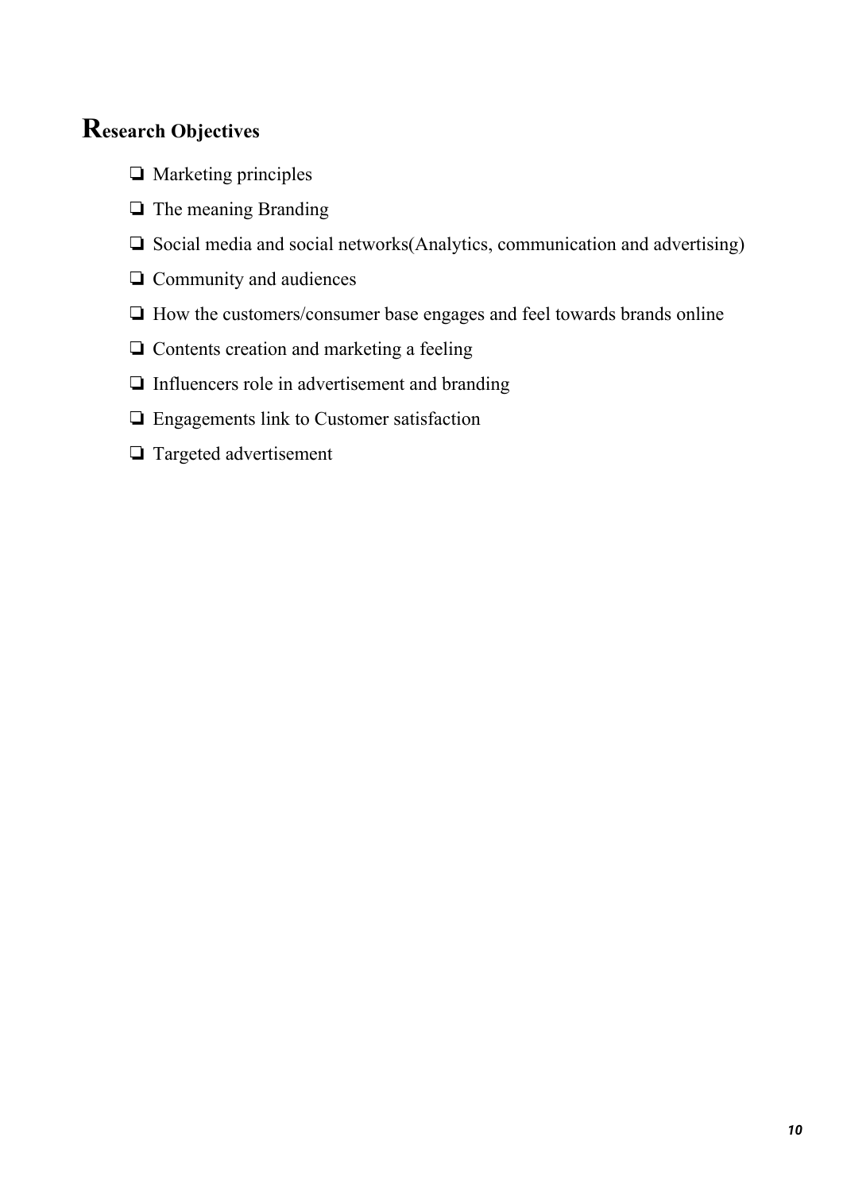## Research Objectives

- Marketing principles
- The meaning Branding
- Social media and social networks(Analytics, communication and advertising)
- Community and audiences
- How the customers/consumer base engages and feel towards brands online
- Contents creation and marketing a feeling
- Influencers role in advertisement and branding
- Engagements link to Customer satisfaction
- Targeted advertisement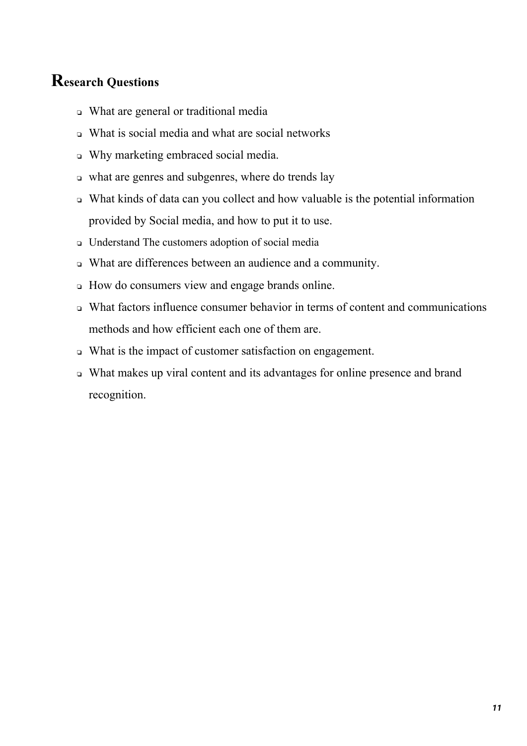## Research Questions

- What are general or traditional media
- What is social media and what are social networks
- Why marketing embraced social media.
- what are genres and subgenres, where do trends lay
- What kinds of data can you collect and how valuable is the potential information provided by Social media, and how to put it to use.
- Understand The customers adoption of social media
- What are differences between an audience and a community.
- How do consumers view and engage brands online.
- What factors influence consumer behavior in terms of content and communications methods and how efficient each one of them are.
- What is the impact of customer satisfaction on engagement.
- What makes up viral content and its advantages for online presence and brand recognition.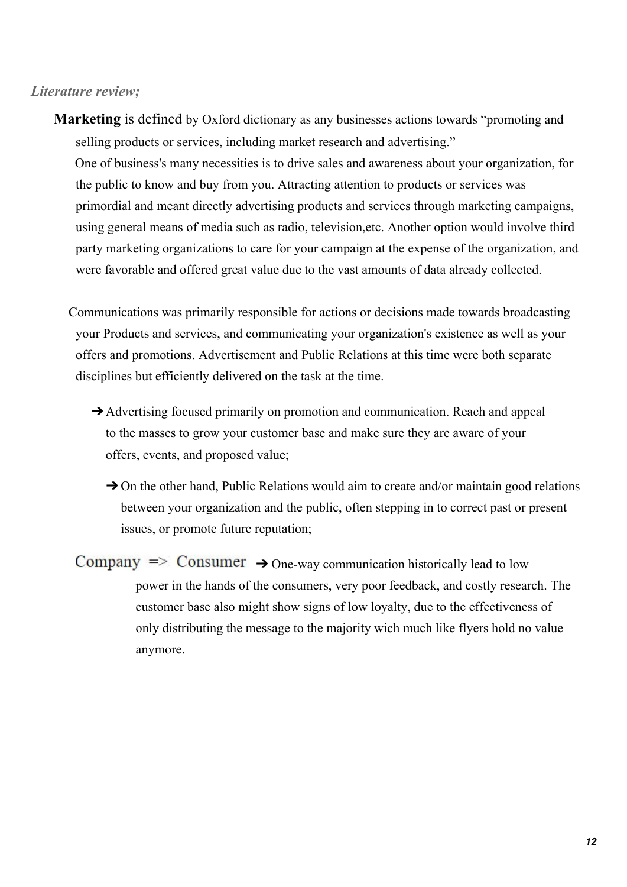*Literature review;*

**Marketing** is defined by Oxford dictionary as any businesses actions towards "promoting and selling products or services, including market research and advertising."

One of business's many necessities is to drive sales and awareness about your organization, for the public to know and buy from you. Attracting attention to products or services was primordial and meant directly advertising products and services through marketing campaigns, using general means of media such as radio, television,etc. Another option would involve third party marketing organizations to care for your campaign at the expense of the organization, and were favorable and offered great value due to the vast amounts of data already collected.

Communications was primarily responsible for actions or decisions made towards broadcasting your Products and services, and communicating your organization's existence as well as your offers and promotions. Advertisement and Public Relations at this time were both separate disciplines but efficiently delivered on the task at the time.

- ➔ Advertising focused primarily on promotion and communication. Reach and appeal to the masses to grow your customer base and make sure they are aware of your offers, events, and proposed value;
  - ➔ On the other hand, Public Relations would aim to create and/or maintain good relations between your organization and the public, often stepping in to correct past or present issues, or promote future reputation;

Company => Consumer ➔ One-way communication historically lead to low power in the hands of the consumers, very poor feedback, and costly research. The customer base also might show signs of low loyalty, due to the effectiveness of only distributing the message to the majority wich much like flyers hold no value anymore.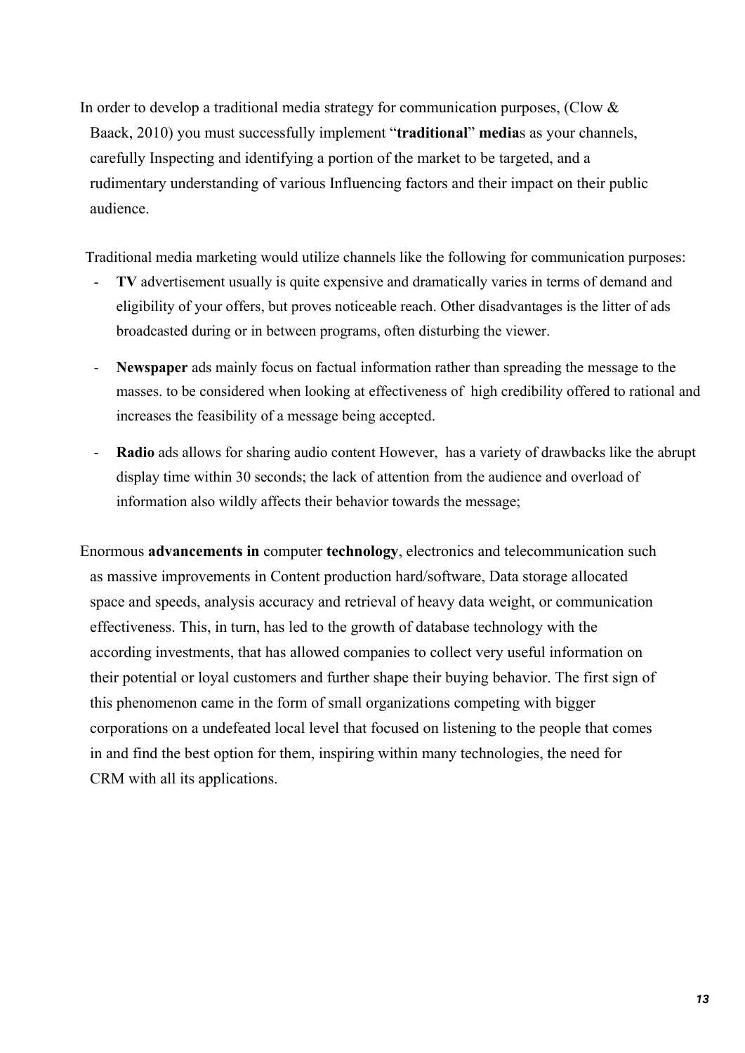In order to develop a traditional media strategy for communication purposes, (Clow & Baack, 2010) you must successfully implement "**traditional**" **media**s as your channels, carefully Inspecting and identifying a portion of the market to be targeted, and a rudimentary understanding of various Influencing factors and their impact on their public audience.

Traditional media marketing would utilize channels like the following for communication purposes:

- **TV** advertisement usually is quite expensive and dramatically varies in terms of demand and eligibility of your offers, but proves noticeable reach. Other disadvantages is the litter of ads broadcasted during or in between programs, often disturbing the viewer.
- **Newspaper** ads mainly focus on factual information rather than spreading the message to the masses. to be considered when looking at effectiveness of high credibility offered to rational and increases the feasibility of a message being accepted.
- **Radio** ads allows for sharing audio content However, has a variety of drawbacks like the abrupt display time within 30 seconds; the lack of attention from the audience and overload of information also wildly affects their behavior towards the message;

Enormous **advancements in** computer **technology**, electronics and telecommunication such as massive improvements in Content production hard/software, Data storage allocated space and speeds, analysis accuracy and retrieval of heavy data weight, or communication effectiveness. This, in turn, has led to the growth of database technology with the according investments, that has allowed companies to collect very useful information on their potential or loyal customers and further shape their buying behavior. The first sign of this phenomenon came in the form of small organizations competing with bigger corporations on a undefeated local level that focused on listening to the people that comes in and find the best option for them, inspiring within many technologies, the need for CRM with all its applications.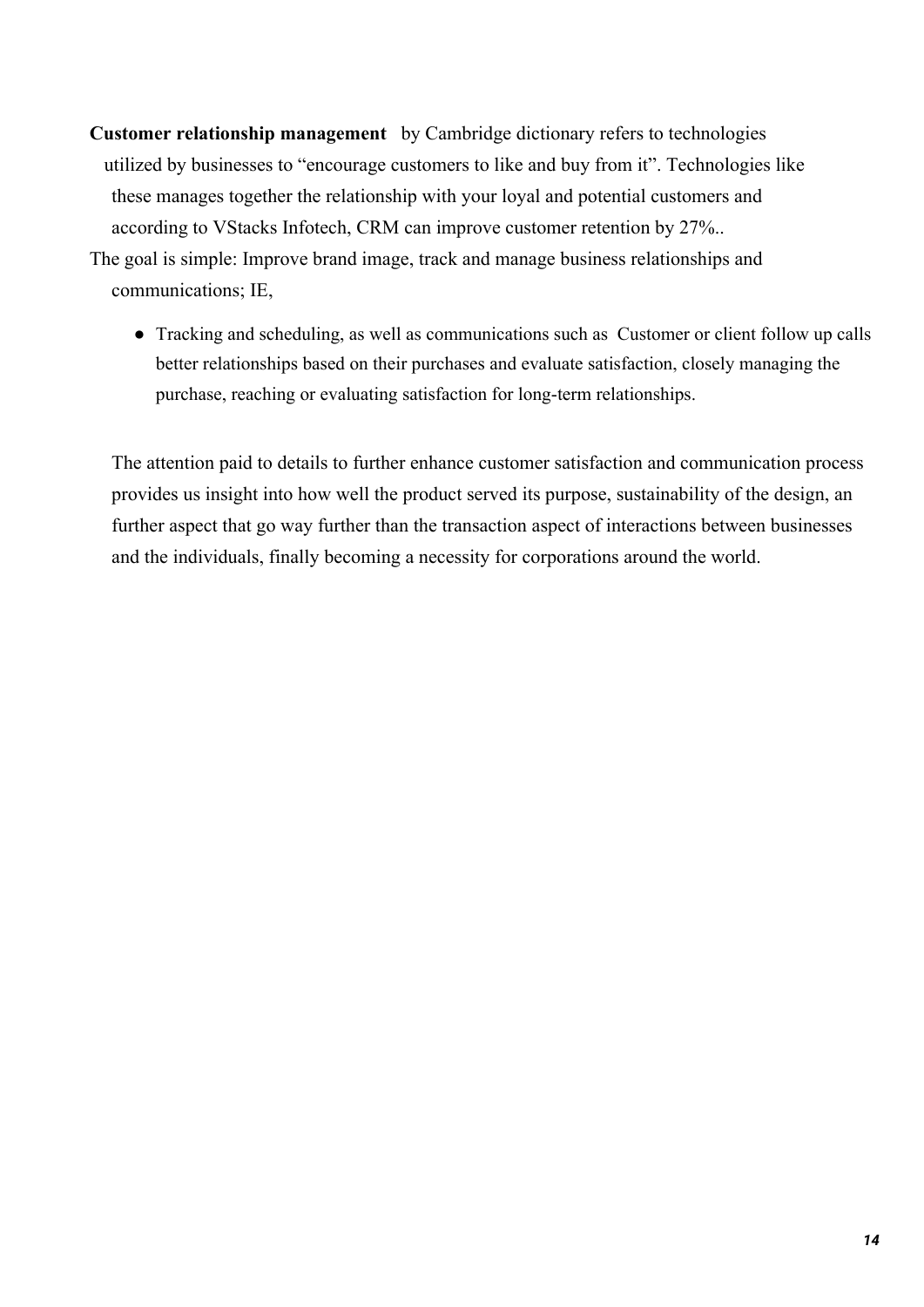**Customer relationship management** by Cambridge dictionary refers to technologies utilized by businesses to "encourage customers to like and buy from it". Technologies like these manages together the relationship with your loyal and potential customers and according to VStacks Infotech, CRM can improve customer retention by 27%..

The goal is simple: Improve brand image, track and manage business relationships and communications; IE,

- Tracking and scheduling, as well as communications such as Customer or client follow up calls better relationships based on their purchases and evaluate satisfaction, closely managing the purchase, reaching or evaluating satisfaction for long-term relationships.

The attention paid to details to further enhance customer satisfaction and communication process provides us insight into how well the product served its purpose, sustainability of the design, an further aspect that go way further than the transaction aspect of interactions between businesses and the individuals, finally becoming a necessity for corporations around the world.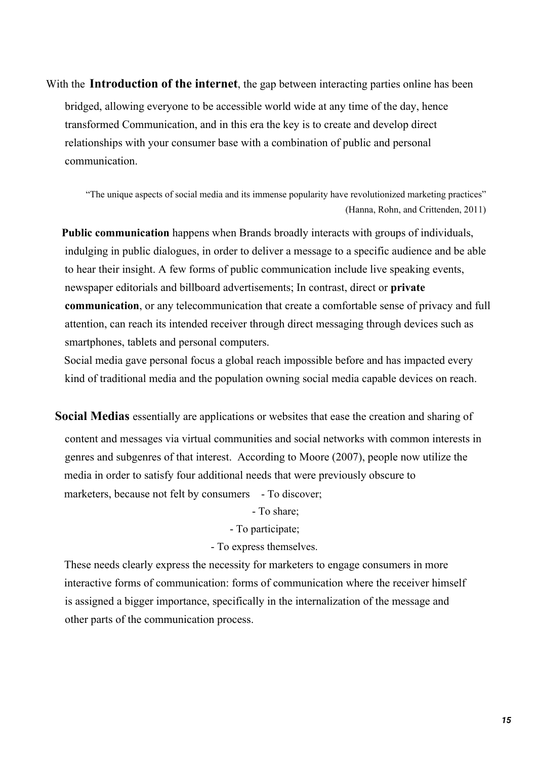With the **Introduction of the internet**, the gap between interacting parties online has been bridged, allowing everyone to be accessible world wide at any time of the day, hence transformed Communication, and in this era the key is to create and develop direct relationships with your consumer base with a combination of public and personal communication.

> "The unique aspects of social media and its immense popularity have revolutionized marketing practices" (Hanna, Rohn, and Crittenden, 2011)

**Public communication** happens when Brands broadly interacts with groups of individuals, indulging in public dialogues, in order to deliver a message to a specific audience and be able to hear their insight. A few forms of public communication include live speaking events, newspaper editorials and billboard advertisements; In contrast, direct or **private communication**, or any telecommunication that create a comfortable sense of privacy and full attention, can reach its intended receiver through direct messaging through devices such as smartphones, tablets and personal computers.

Social media gave personal focus a global reach impossible before and has impacted every kind of traditional media and the population owning social media capable devices on reach.

**Social Medias** essentially are applications or websites that ease the creation and sharing of content and messages via virtual communities and social networks with common interests in genres and subgenres of that interest. According to Moore (2007), people now utilize the media in order to satisfy four additional needs that were previously obscure to marketers, because not felt by consumers

- To discover;
- To share;
- To participate;
- To express themselves.

These needs clearly express the necessity for marketers to engage consumers in more interactive forms of communication: forms of communication where the receiver himself is assigned a bigger importance, specifically in the internalization of the message and other parts of the communication process.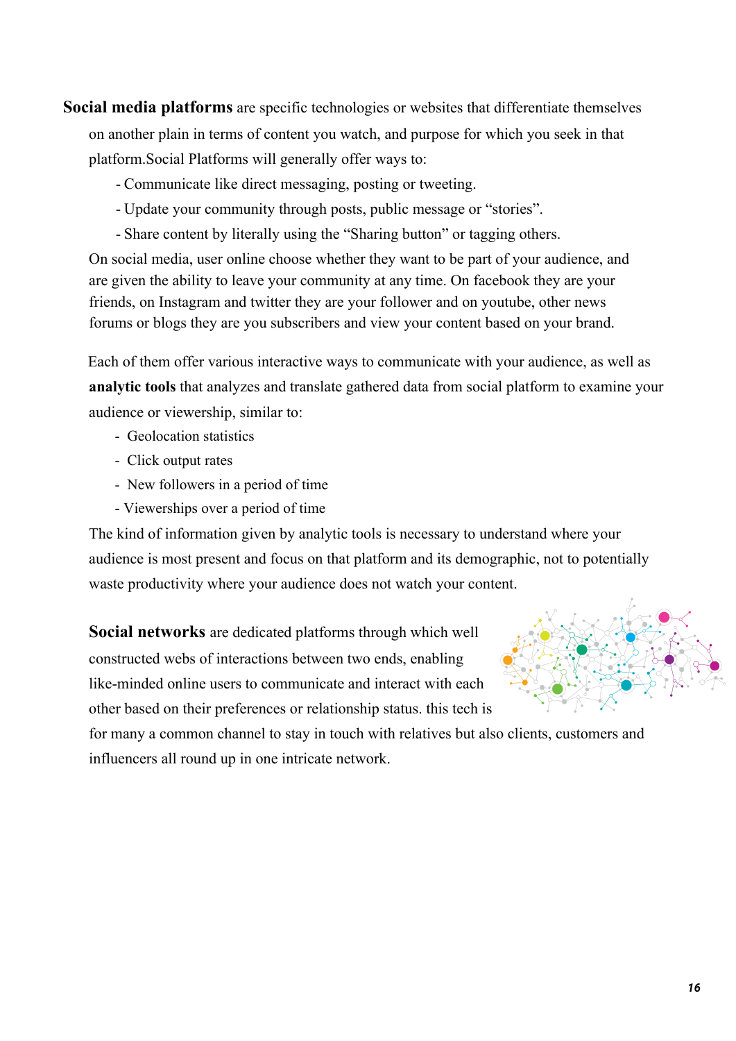**Social media platforms** are specific technologies or websites that differentiate themselves on another plain in terms of content you watch, and purpose for which you seek in that platform.Social Platforms will generally offer ways to:

- Communicate like direct messaging, posting or tweeting.
- Update your community through posts, public message or "stories".
- Share content by literally using the "Sharing button" or tagging others.

On social media, user online choose whether they want to be part of your audience, and are given the ability to leave your community at any time. On facebook they are your friends, on Instagram and twitter they are your follower and on youtube, other news forums or blogs they are you subscribers and view your content based on your brand.

Each of them offer various interactive ways to communicate with your audience, as well as **analytic tools** that analyzes and translate gathered data from social platform to examine your audience or viewership, similar to:

- Geolocation statistics
- Click output rates
- New followers in a period of time
- Viewerships over a period of time

The kind of information given by analytic tools is necessary to understand where your audience is most present and focus on that platform and its demographic, not to potentially waste productivity where your audience does not watch your content.

**Social networks** are dedicated platforms through which well constructed webs of interactions between two ends, enabling like-minded online users to communicate and interact with each other based on their preferences or relationship status. this tech is for many a common channel to stay in touch with relatives but also clients, customers and influencers all round up in one intricate network.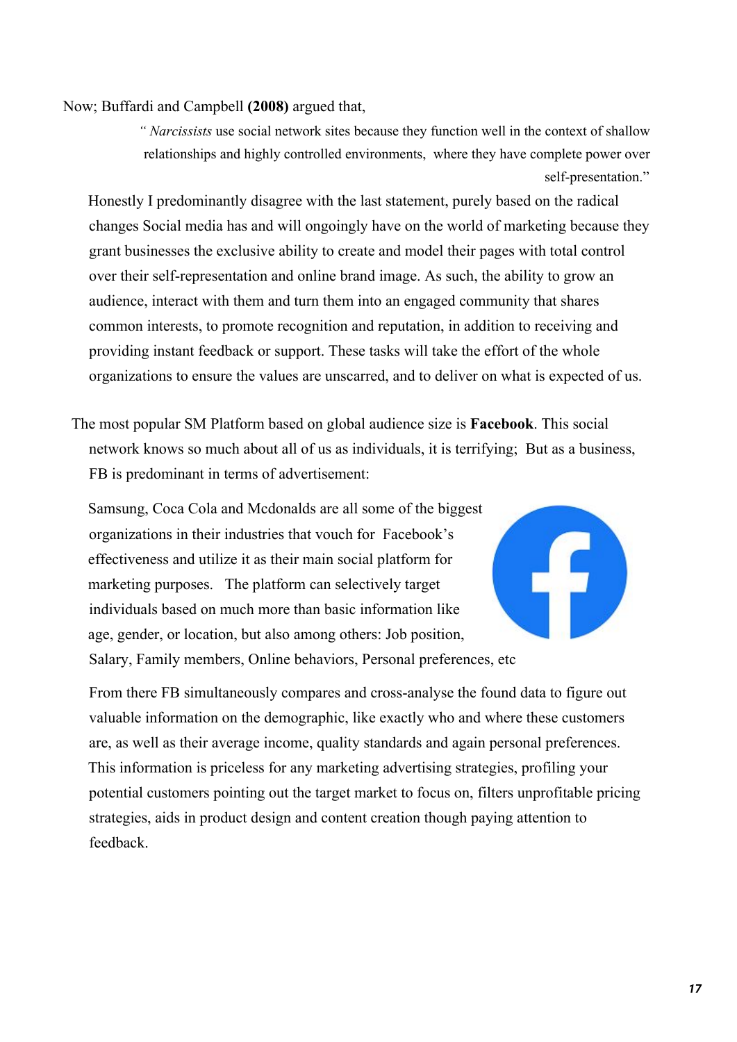Now; Buffardi and Campbell **(2008)** argued that,

> "*Narcissists* use social network sites because they function well in the context of shallow relationships and highly controlled environments, where they have complete power over self-presentation."

Honestly I predominantly disagree with the last statement, purely based on the radical changes Social media has and will ongoingly have on the world of marketing because they grant businesses the exclusive ability to create and model their pages with total control over their self-representation and online brand image. As such, the ability to grow an audience, interact with them and turn them into an engaged community that shares common interests, to promote recognition and reputation, in addition to receiving and providing instant feedback or support. These tasks will take the effort of the whole organizations to ensure the values are unscarred, and to deliver on what is expected of us.

The most popular SM Platform based on global audience size is **Facebook**. This social network knows so much about all of us as individuals, it is terrifying; But as a business, FB is predominant in terms of advertisement:

Samsung, Coca Cola and Mcdonalds are all some of the biggest organizations in their industries that vouch for Facebook's effectiveness and utilize it as their main social platform for marketing purposes. The platform can selectively target individuals based on much more than basic information like age, gender, or location, but also among others: Job position, Salary, Family members, Online behaviors, Personal preferences, etc

From there FB simultaneously compares and cross-analyse the found data to figure out valuable information on the demographic, like exactly who and where these customers are, as well as their average income, quality standards and again personal preferences. This information is priceless for any marketing advertising strategies, profiling your potential customers pointing out the target market to focus on, filters unprofitable pricing strategies, aids in product design and content creation though paying attention to feedback.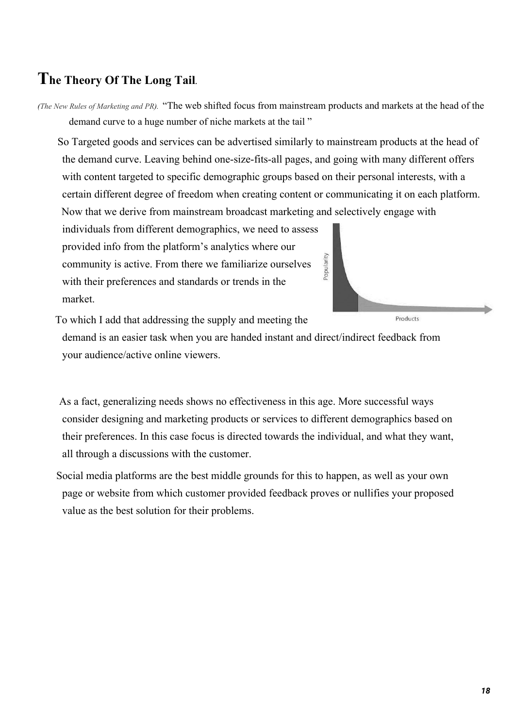# The Theory Of The Long Tail.

*(The New Rules of Marketing and PR).* "The web shifted focus from mainstream products and markets at the head of the demand curve to a huge number of niche markets at the tail "

So Targeted goods and services can be advertised similarly to mainstream products at the head of the demand curve. Leaving behind one-size-fits-all pages, and going with many different offers with content targeted to specific demographic groups based on their personal interests, with a certain different degree of freedom when creating content or communicating it on each platform.

Now that we derive from mainstream broadcast marketing and selectively engage with individuals from different demographics, we need to assess provided info from the platform's analytics where our community is active. From there we familiarize ourselves with their preferences and standards or trends in the market.

Popularity

Products

To which I add that addressing the supply and meeting the demand is an easier task when you are handed instant and direct/indirect feedback from your audience/active online viewers.

As a fact, generalizing needs shows no effectiveness in this age. More successful ways consider designing and marketing products or services to different demographics based on their preferences. In this case focus is directed towards the individual, and what they want, all through a discussions with the customer.

Social media platforms are the best middle grounds for this to happen, as well as your own page or website from which customer provided feedback proves or nullifies your proposed value as the best solution for their problems.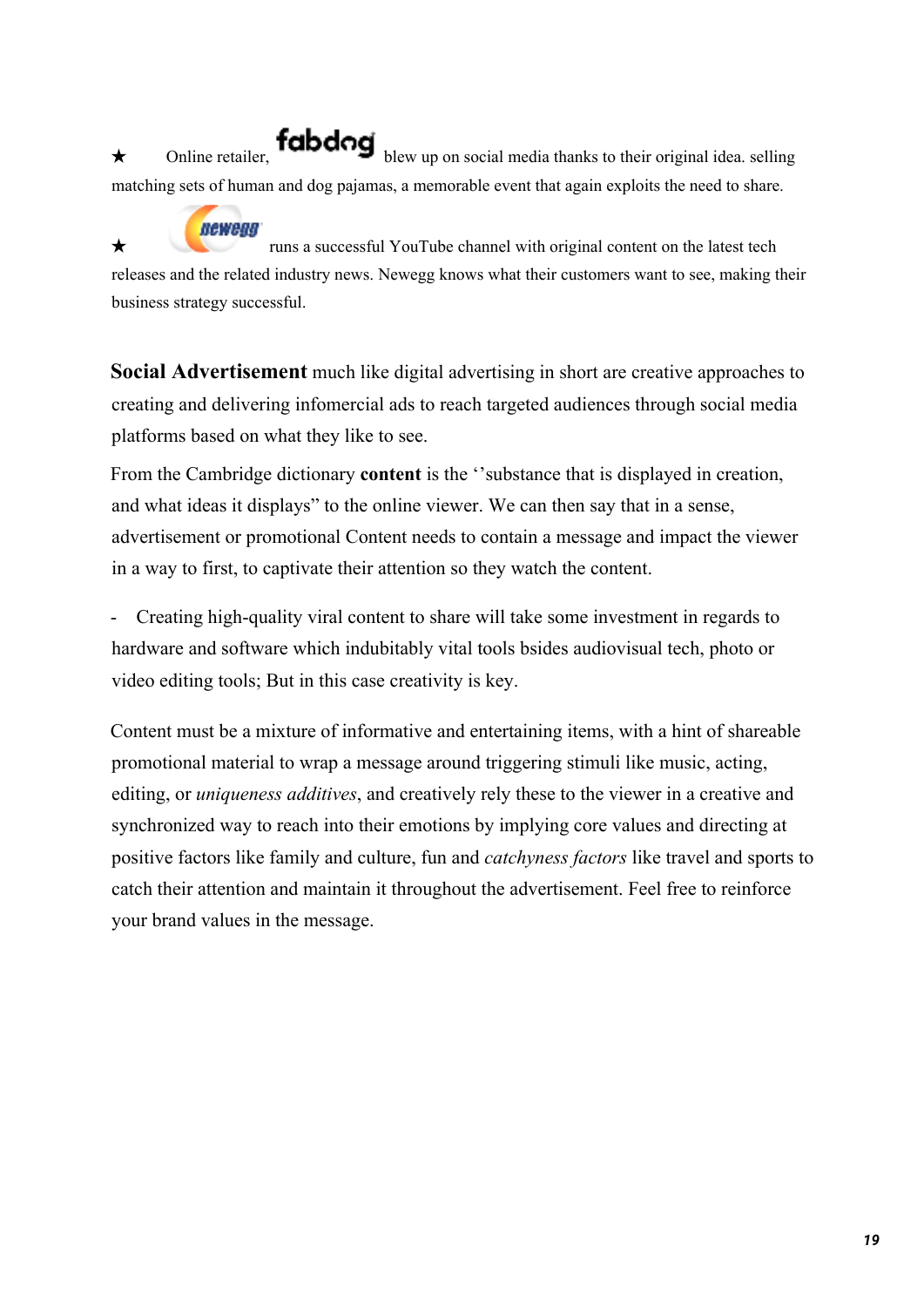★ Online retailer, fabdog blew up on social media thanks to their original idea. selling matching sets of human and dog pajamas, a memorable event that again exploits the need to share.

★ newegg runs a successful YouTube channel with original content on the latest tech releases and the related industry news. Newegg knows what their customers want to see, making their business strategy successful.

**Social Advertisement** much like digital advertising in short are creative approaches to creating and delivering infomercial ads to reach targeted audiences through social media platforms based on what they like to see.

From the Cambridge dictionary **content** is the ‘’substance that is displayed in creation, and what ideas it displays” to the online viewer. We can then say that in a sense, advertisement or promotional Content needs to contain a message and impact the viewer in a way to first, to captivate their attention so they watch the content.

- Creating high-quality viral content to share will take some investment in regards to hardware and software which indubitably vital tools bsides audiovisual tech, photo or video editing tools; But in this case creativity is key.

Content must be a mixture of informative and entertaining items, with a hint of shareable promotional material to wrap a message around triggering stimuli like music, acting, editing, or *uniqueness additives*, and creatively rely these to the viewer in a creative and synchronized way to reach into their emotions by implying core values and directing at positive factors like family and culture, fun and *catchyness factors* like travel and sports to catch their attention and maintain it throughout the advertisement. Feel free to reinforce your brand values in the message.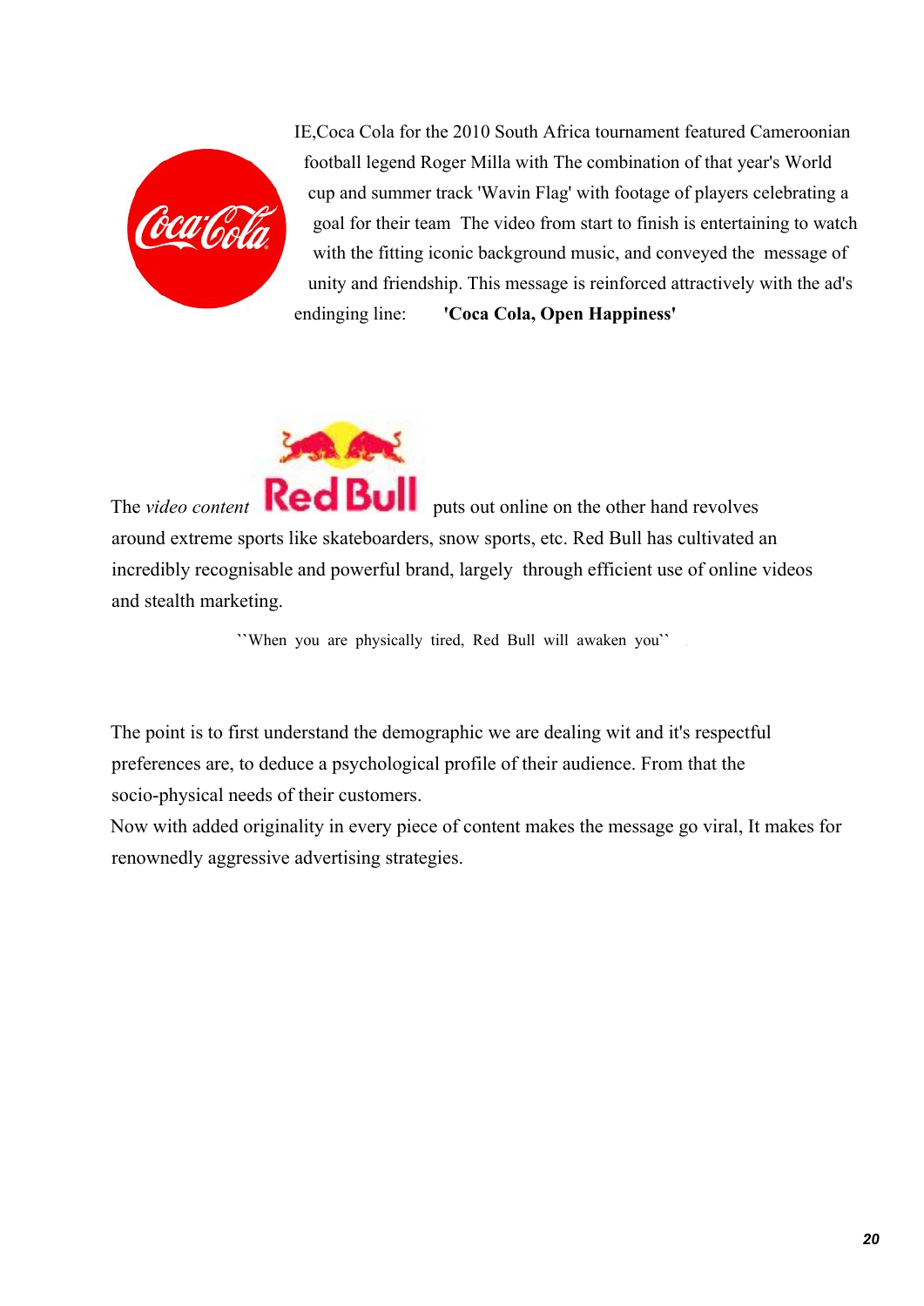IE,Coca Cola for the 2010 South Africa tournament featured Cameroonian football legend Roger Milla with The combination of that year's World cup and summer track 'Wavin Flag' with footage of players celebrating a goal for their team The video from start to finish is entertaining to watch with the fitting iconic background music, and conveyed the message of unity and friendship. This message is reinforced attractively with the ad's endinging line: **'Coca Cola, Open Happiness'**

The *video content* Red Bull puts out online on the other hand revolves around extreme sports like skateboarders, snow sports, etc. Red Bull has cultivated an incredibly recognisable and powerful brand, largely through efficient use of online videos and stealth marketing.

``When you are physically tired, Red Bull will awaken you``

The point is to first understand the demographic we are dealing wit and it's respectful preferences are, to deduce a psychological profile of their audience. From that the socio-physical needs of their customers.

Now with added originality in every piece of content makes the message go viral, It makes for renownedly aggressive advertising strategies.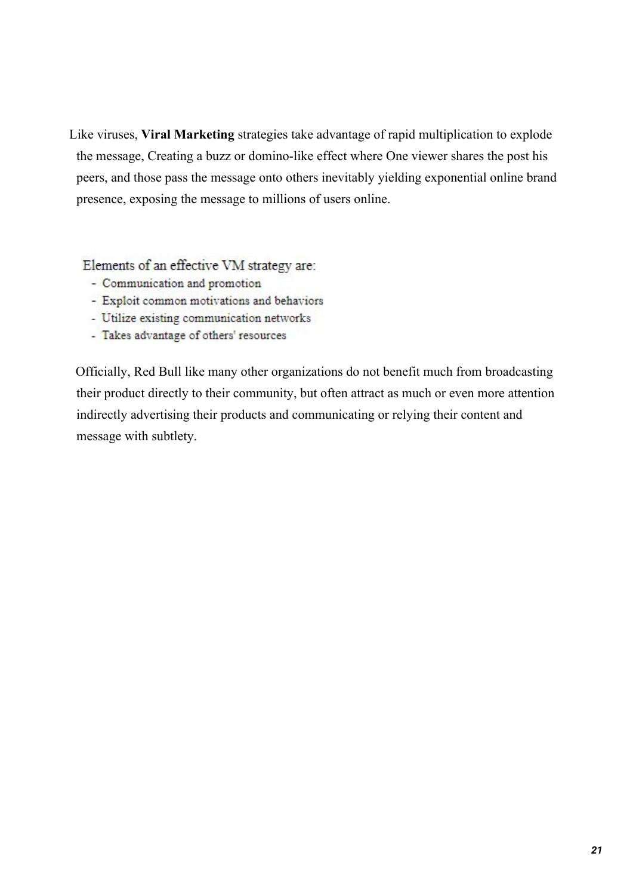Like viruses, **Viral Marketing** strategies take advantage of rapid multiplication to explode the message, Creating a buzz or domino-like effect where One viewer shares the post his peers, and those pass the message onto others inevitably yielding exponential online brand presence, exposing the message to millions of users online.

Elements of an effective VM strategy are:

- Communication and promotion
- Exploit common motivations and behaviors
- Utilize existing communication networks
- Takes advantage of others' resources

Officially, Red Bull like many other organizations do not benefit much from broadcasting their product directly to their community, but often attract as much or even more attention indirectly advertising their products and communicating or relying their content and message with subtlety.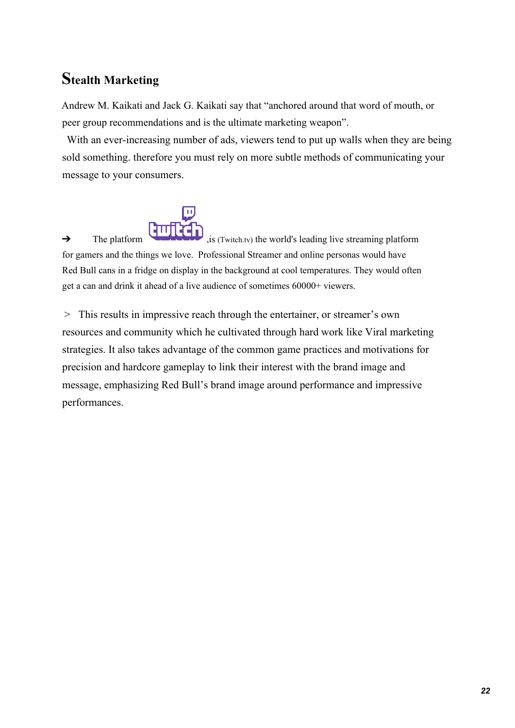## Stealth Marketing

Andrew M. Kaikati and Jack G. Kaikati say that "anchored around that word of mouth, or peer group recommendations and is the ultimate marketing weapon".

With an ever-increasing number of ads, viewers tend to put up walls when they are being sold something. therefore you must rely on more subtle methods of communicating your message to your consumers.

➔ The platform twitch ,is (Twitch.tv) the world's leading live streaming platform for gamers and the things we love. Professional Streamer and online personas would have Red Bull cans in a fridge on display in the background at cool temperatures. They would often get a can and drink it ahead of a live audience of sometimes 60000+ viewers.

> This results in impressive reach through the entertainer, or streamer's own resources and community which he cultivated through hard work like Viral marketing strategies. It also takes advantage of the common game practices and motivations for precision and hardcore gameplay to link their interest with the brand image and message, emphasizing Red Bull's brand image around performance and impressive performances.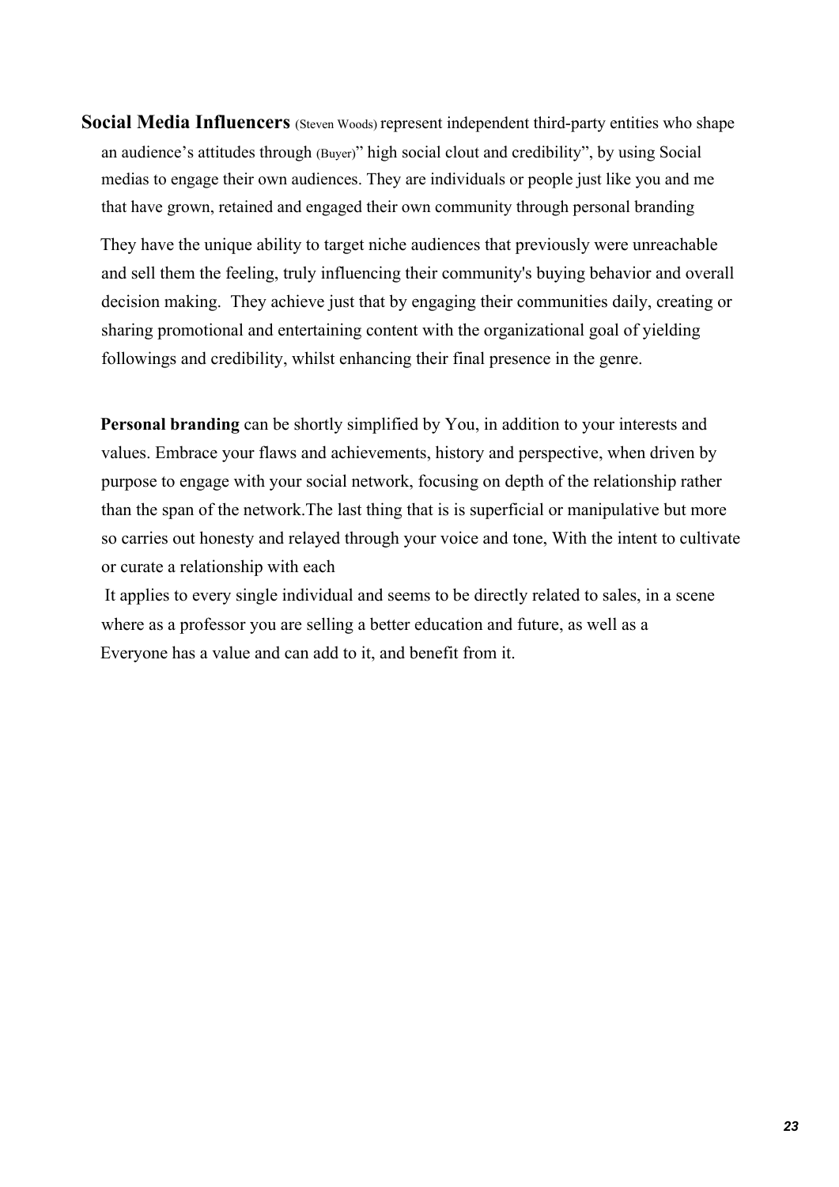**Social Media Influencers** (Steven Woods) represent independent third-party entities who shape an audience's attitudes through (Buyer)" high social clout and credibility", by using Social medias to engage their own audiences. They are individuals or people just like you and me that have grown, retained and engaged their own community through personal branding

They have the unique ability to target niche audiences that previously were unreachable and sell them the feeling, truly influencing their community's buying behavior and overall decision making. They achieve just that by engaging their communities daily, creating or sharing promotional and entertaining content with the organizational goal of yielding followings and credibility, whilst enhancing their final presence in the genre.

**Personal branding** can be shortly simplified by You, in addition to your interests and values. Embrace your flaws and achievements, history and perspective, when driven by purpose to engage with your social network, focusing on depth of the relationship rather than the span of the network.The last thing that is is superficial or manipulative but more so carries out honesty and relayed through your voice and tone, With the intent to cultivate or curate a relationship with each

It applies to every single individual and seems to be directly related to sales, in a scene where as a professor you are selling a better education and future, as well as a
Everyone has a value and can add to it, and benefit from it.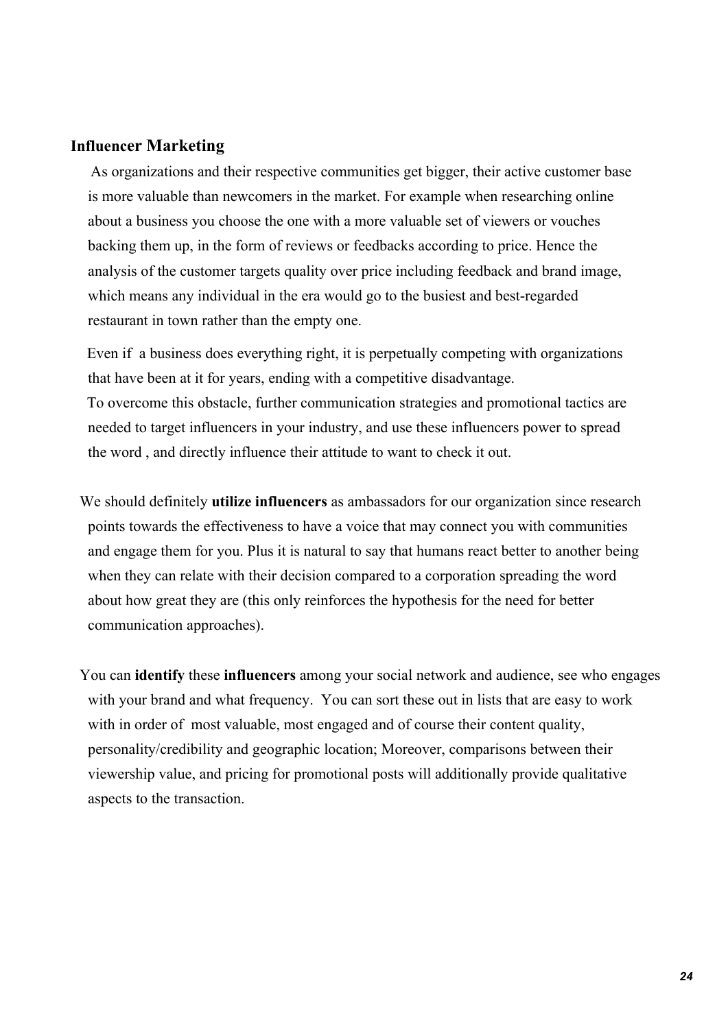## Influencer Marketing

As organizations and their respective communities get bigger, their active customer base is more valuable than newcomers in the market. For example when researching online about a business you choose the one with a more valuable set of viewers or vouches backing them up, in the form of reviews or feedbacks according to price. Hence the analysis of the customer targets quality over price including feedback and brand image, which means any individual in the era would go to the busiest and best-regarded restaurant in town rather than the empty one.

Even if a business does everything right, it is perpetually competing with organizations that have been at it for years, ending with a competitive disadvantage.
To overcome this obstacle, further communication strategies and promotional tactics are needed to target influencers in your industry, and use these influencers power to spread the word , and directly influence their attitude to want to check it out.

We should definitely **utilize influencers** as ambassadors for our organization since research points towards the effectiveness to have a voice that may connect you with communities and engage them for you. Plus it is natural to say that humans react better to another being when they can relate with their decision compared to a corporation spreading the word about how great they are (this only reinforces the hypothesis for the need for better communication approaches).

You can **identify** these **influencers** among your social network and audience, see who engages with your brand and what frequency. You can sort these out in lists that are easy to work with in order of most valuable, most engaged and of course their content quality, personality/credibility and geographic location; Moreover, comparisons between their viewership value, and pricing for promotional posts will additionally provide qualitative aspects to the transaction.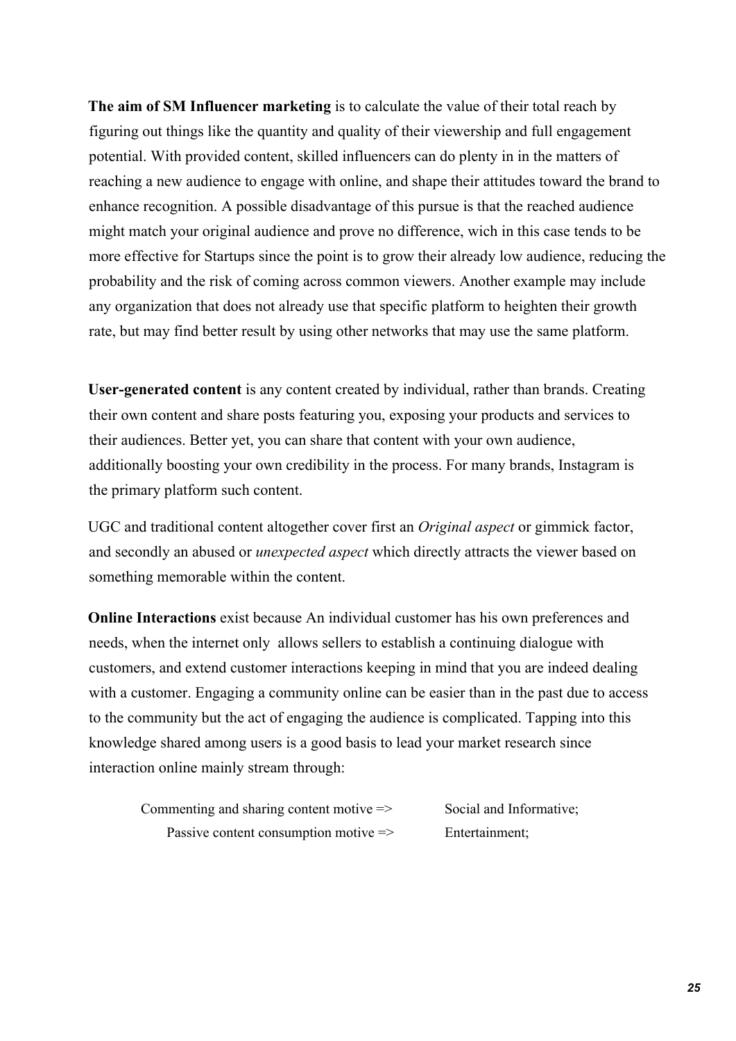**The aim of SM Influencer marketing** is to calculate the value of their total reach by figuring out things like the quantity and quality of their viewership and full engagement potential. With provided content, skilled influencers can do plenty in in the matters of reaching a new audience to engage with online, and shape their attitudes toward the brand to enhance recognition. A possible disadvantage of this pursue is that the reached audience might match your original audience and prove no difference, wich in this case tends to be more effective for Startups since the point is to grow their already low audience, reducing the probability and the risk of coming across common viewers. Another example may include any organization that does not already use that specific platform to heighten their growth rate, but may find better result by using other networks that may use the same platform.

**User-generated content** is any content created by individual, rather than brands. Creating their own content and share posts featuring you, exposing your products and services to their audiences. Better yet, you can share that content with your own audience, additionally boosting your own credibility in the process. For many brands, Instagram is the primary platform such content.

UGC and traditional content altogether cover first an *Original aspect* or gimmick factor, and secondly an abused or *unexpected aspect* which directly attracts the viewer based on something memorable within the content.

**Online Interactions** exist because An individual customer has his own preferences and needs, when the internet only allows sellers to establish a continuing dialogue with customers, and extend customer interactions keeping in mind that you are indeed dealing with a customer. Engaging a community online can be easier than in the past due to access to the community but the act of engaging the audience is complicated. Tapping into this knowledge shared among users is a good basis to lead your market research since interaction online mainly stream through:

| | |
|---|---|
| Commenting and sharing content motive => | Social and Informative; |
| Passive content consumption motive => | Entertainment; |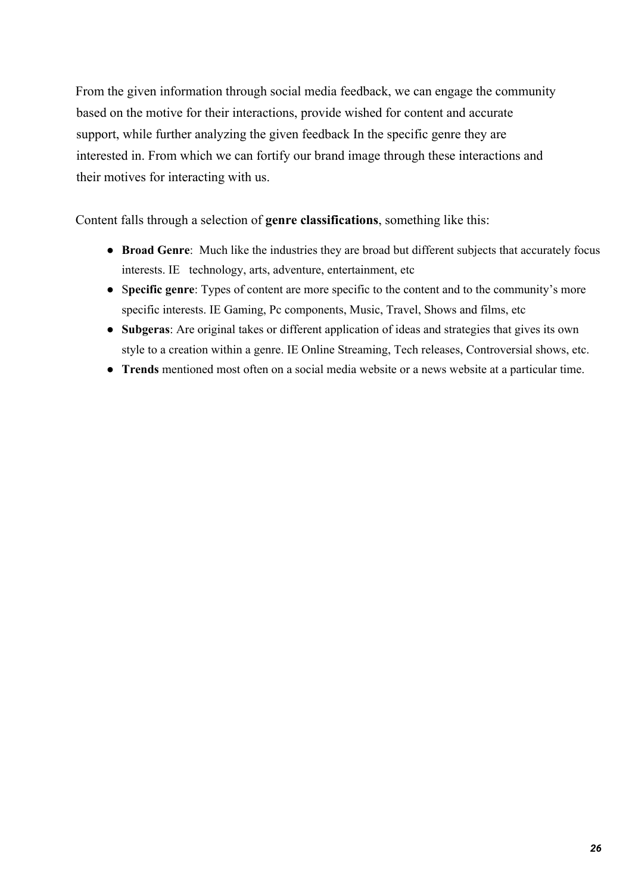From the given information through social media feedback, we can engage the community based on the motive for their interactions, provide wished for content and accurate support, while further analyzing the given feedback In the specific genre they are interested in. From which we can fortify our brand image through these interactions and their motives for interacting with us.

Content falls through a selection of **genre classifications**, something like this:

- **Broad Genre**: Much like the industries they are broad but different subjects that accurately focus interests. IE technology, arts, adventure, entertainment, etc
- S**pecific genre**: Types of content are more specific to the content and to the community's more specific interests. IE Gaming, Pc components, Music, Travel, Shows and films, etc
- **Subgeras**: Are original takes or different application of ideas and strategies that gives its own style to a creation within a genre. IE Online Streaming, Tech releases, Controversial shows, etc.
- **Trends** mentioned most often on a social media website or a news website at a particular time.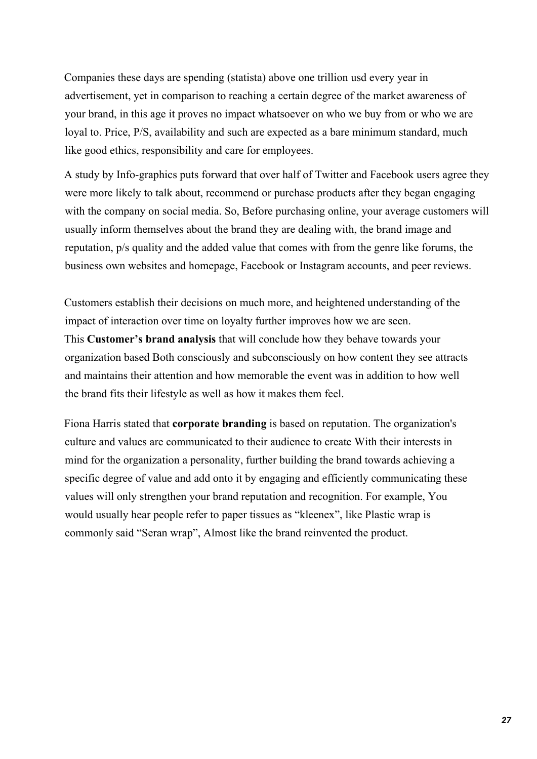Companies these days are spending (statista) above one trillion usd every year in advertisement, yet in comparison to reaching a certain degree of the market awareness of your brand, in this age it proves no impact whatsoever on who we buy from or who we are loyal to. Price, P/S, availability and such are expected as a bare minimum standard, much like good ethics, responsibility and care for employees.

A study by Info-graphics puts forward that over half of Twitter and Facebook users agree they were more likely to talk about, recommend or purchase products after they began engaging with the company on social media. So, Before purchasing online, your average customers will usually inform themselves about the brand they are dealing with, the brand image and reputation, p/s quality and the added value that comes with from the genre like forums, the business own websites and homepage, Facebook or Instagram accounts, and peer reviews.

Customers establish their decisions on much more, and heightened understanding of the impact of interaction over time on loyalty further improves how we are seen. This **Customer's brand analysis** that will conclude how they behave towards your organization based Both consciously and subconsciously on how content they see attracts and maintains their attention and how memorable the event was in addition to how well the brand fits their lifestyle as well as how it makes them feel.

Fiona Harris stated that **corporate branding** is based on reputation. The organization's culture and values are communicated to their audience to create With their interests in mind for the organization a personality, further building the brand towards achieving a specific degree of value and add onto it by engaging and efficiently communicating these values will only strengthen your brand reputation and recognition. For example, You would usually hear people refer to paper tissues as "kleenex", like Plastic wrap is commonly said "Seran wrap", Almost like the brand reinvented the product.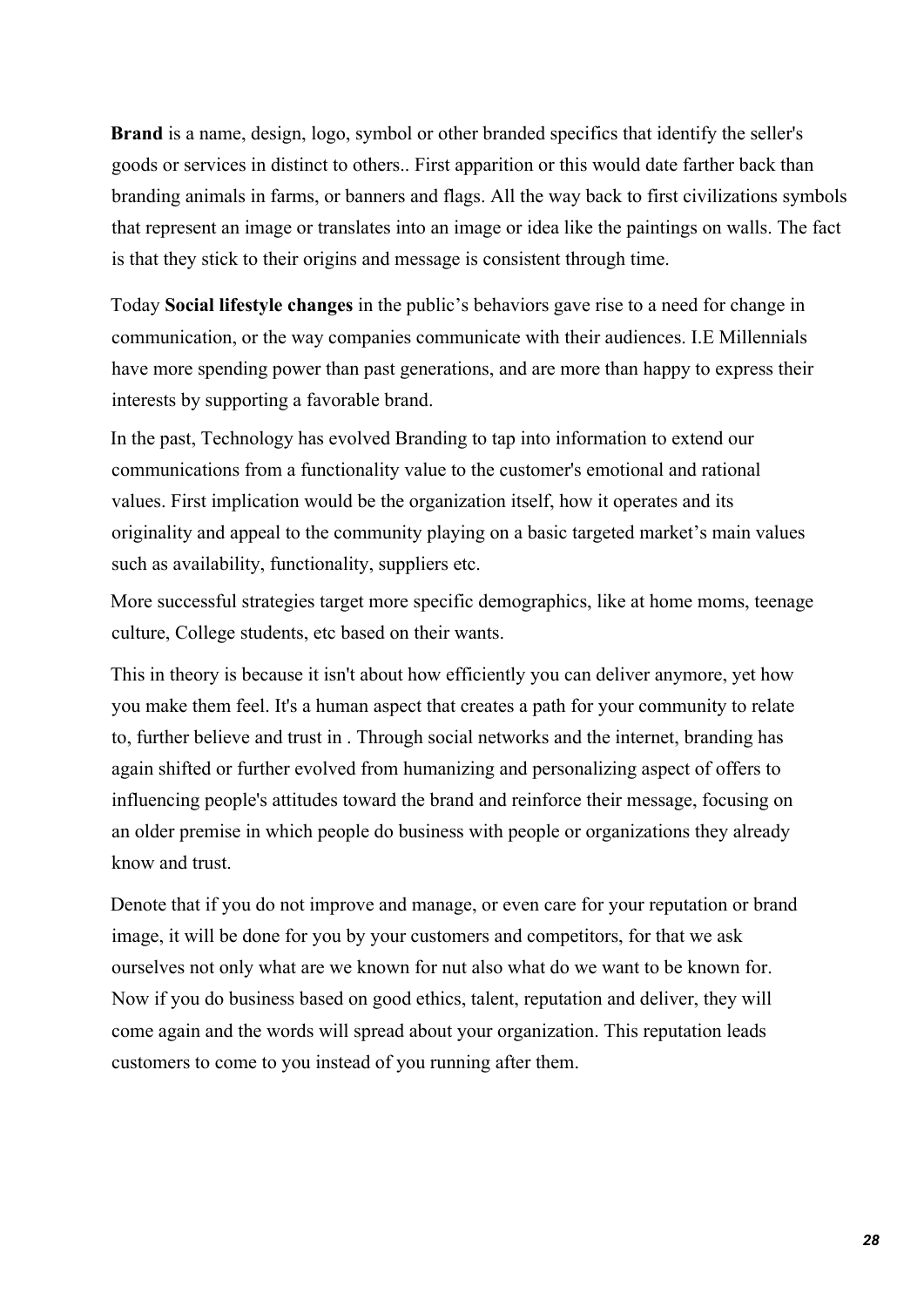**Brand** is a name, design, logo, symbol or other branded specifics that identify the seller's goods or services in distinct to others.. First apparition or this would date farther back than branding animals in farms, or banners and flags. All the way back to first civilizations symbols that represent an image or translates into an image or idea like the paintings on walls. The fact is that they stick to their origins and message is consistent through time.

Today **Social lifestyle changes** in the public's behaviors gave rise to a need for change in communication, or the way companies communicate with their audiences. I.E Millennials have more spending power than past generations, and are more than happy to express their interests by supporting a favorable brand.

In the past, Technology has evolved Branding to tap into information to extend our communications from a functionality value to the customer's emotional and rational values. First implication would be the organization itself, how it operates and its originality and appeal to the community playing on a basic targeted market's main values such as availability, functionality, suppliers etc.

More successful strategies target more specific demographics, like at home moms, teenage culture, College students, etc based on their wants.

This in theory is because it isn't about how efficiently you can deliver anymore, yet how you make them feel. It's a human aspect that creates a path for your community to relate to, further believe and trust in . Through social networks and the internet, branding has again shifted or further evolved from humanizing and personalizing aspect of offers to influencing people's attitudes toward the brand and reinforce their message, focusing on an older premise in which people do business with people or organizations they already know and trust.

Denote that if you do not improve and manage, or even care for your reputation or brand image, it will be done for you by your customers and competitors, for that we ask ourselves not only what are we known for nut also what do we want to be known for. Now if you do business based on good ethics, talent, reputation and deliver, they will come again and the words will spread about your organization. This reputation leads customers to come to you instead of you running after them.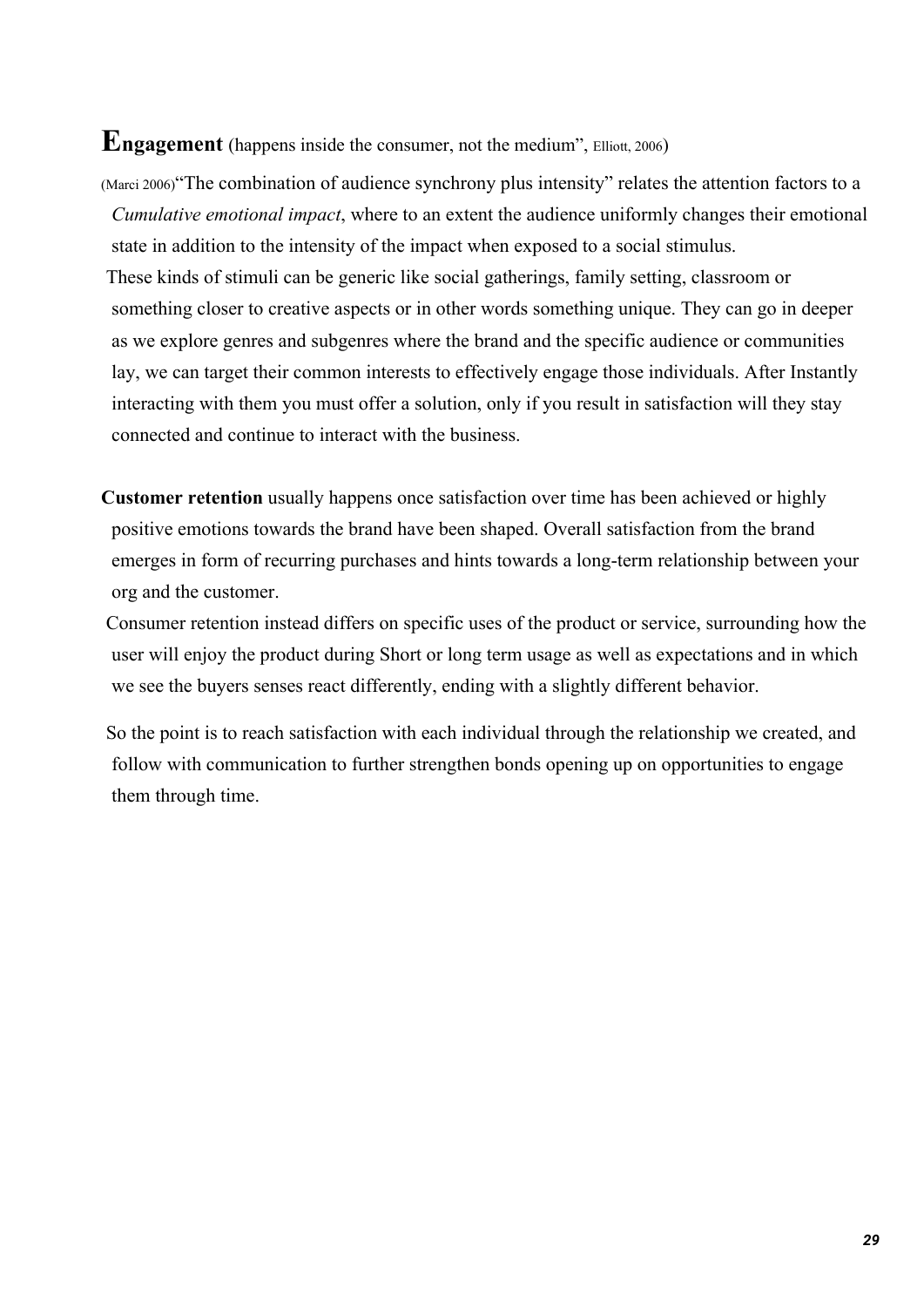**Engagement** (happens inside the consumer, not the medium", Elliott, 2006)

(Marci 2006)"The combination of audience synchrony plus intensity" relates the attention factors to a *Cumulative emotional impact*, where to an extent the audience uniformly changes their emotional state in addition to the intensity of the impact when exposed to a social stimulus.

These kinds of stimuli can be generic like social gatherings, family setting, classroom or something closer to creative aspects or in other words something unique. They can go in deeper as we explore genres and subgenres where the brand and the specific audience or communities lay, we can target their common interests to effectively engage those individuals. After Instantly interacting with them you must offer a solution, only if you result in satisfaction will they stay connected and continue to interact with the business.

**Customer retention** usually happens once satisfaction over time has been achieved or highly positive emotions towards the brand have been shaped. Overall satisfaction from the brand emerges in form of recurring purchases and hints towards a long-term relationship between your org and the customer.

Consumer retention instead differs on specific uses of the product or service, surrounding how the user will enjoy the product during Short or long term usage as well as expectations and in which we see the buyers senses react differently, ending with a slightly different behavior.

So the point is to reach satisfaction with each individual through the relationship we created, and follow with communication to further strengthen bonds opening up on opportunities to engage them through time.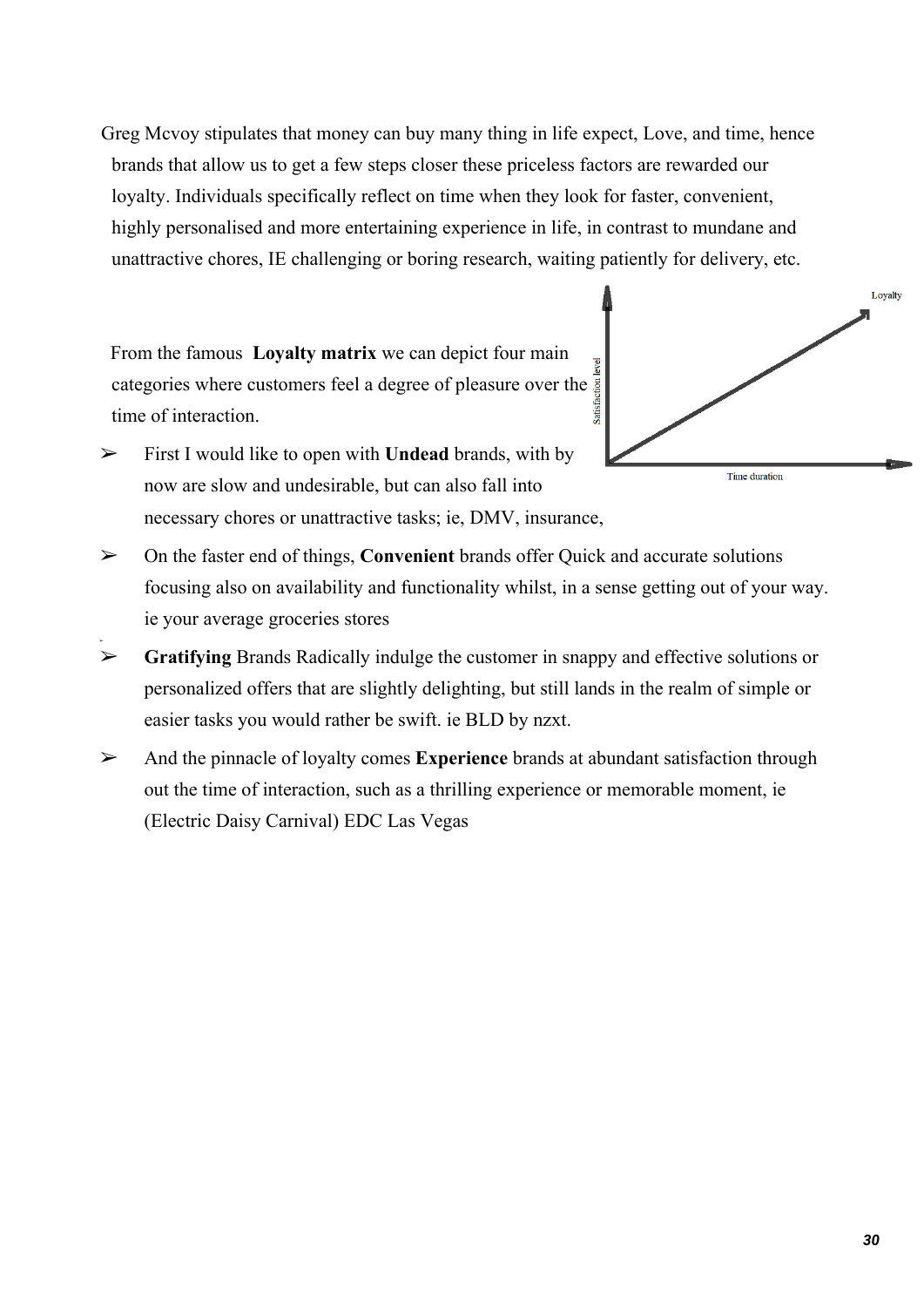Greg Mcvoy stipulates that money can buy many thing in life expect, Love, and time, hence brands that allow us to get a few steps closer these priceless factors are rewarded our loyalty. Individuals specifically reflect on time when they look for faster, convenient, highly personalised and more entertaining experience in life, in contrast to mundane and unattractive chores, IE challenging or boring research, waiting patiently for delivery, etc.

From the famous **Loyalty matrix** we can depict four main categories where customers feel a degree of pleasure over the time of interaction.

Loyalty

Satisfaction level

Time duration

- ➢ First I would like to open with **Undead** brands, with by now are slow and undesirable, but can also fall into necessary chores or unattractive tasks; ie, DMV, insurance,
- ➢ On the faster end of things, **Convenient** brands offer Quick and accurate solutions focusing also on availability and functionality whilst, in a sense getting out of your way. ie your average groceries stores
- ➢ **Gratifying** Brands Radically indulge the customer in snappy and effective solutions or personalized offers that are slightly delighting, but still lands in the realm of simple or easier tasks you would rather be swift. ie BLD by nzxt.
- ➢ And the pinnacle of loyalty comes **Experience** brands at abundant satisfaction through out the time of interaction, such as a thrilling experience or memorable moment, ie (Electric Daisy Carnival) EDC Las Vegas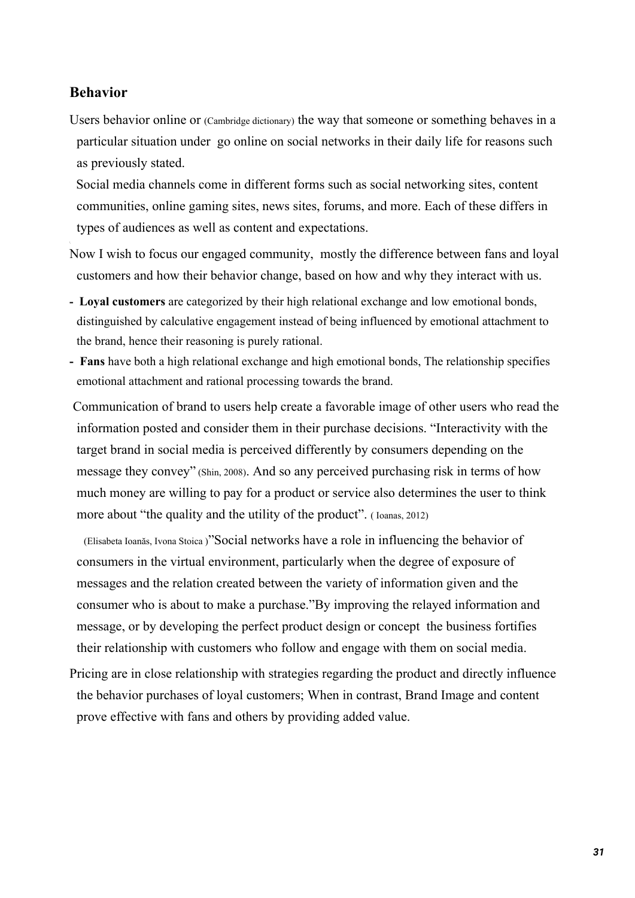## Behavior

Users behavior online or (Cambridge dictionary) the way that someone or something behaves in a particular situation under go online on social networks in their daily life for reasons such as previously stated.

Social media channels come in different forms such as social networking sites, content communities, online gaming sites, news sites, forums, and more. Each of these differs in types of audiences as well as content and expectations.

Now I wish to focus our engaged community, mostly the difference between fans and loyal customers and how their behavior change, based on how and why they interact with us.

- **Loyal customers** are categorized by their high relational exchange and low emotional bonds, distinguished by calculative engagement instead of being influenced by emotional attachment to the brand, hence their reasoning is purely rational.
- **Fans** have both a high relational exchange and high emotional bonds, The relationship specifies emotional attachment and rational processing towards the brand.

Communication of brand to users help create a favorable image of other users who read the information posted and consider them in their purchase decisions. "Interactivity with the target brand in social media is perceived differently by consumers depending on the message they convey" (Shin, 2008). And so any perceived purchasing risk in terms of how much money are willing to pay for a product or service also determines the user to think more about "the quality and the utility of the product". ( Ioanas, 2012)

(Elisabeta Ioanăs, Ivona Stoica )"Social networks have a role in influencing the behavior of consumers in the virtual environment, particularly when the degree of exposure of messages and the relation created between the variety of information given and the consumer who is about to make a purchase."By improving the relayed information and message, or by developing the perfect product design or concept the business fortifies their relationship with customers who follow and engage with them on social media.

Pricing are in close relationship with strategies regarding the product and directly influence the behavior purchases of loyal customers; When in contrast, Brand Image and content prove effective with fans and others by providing added value.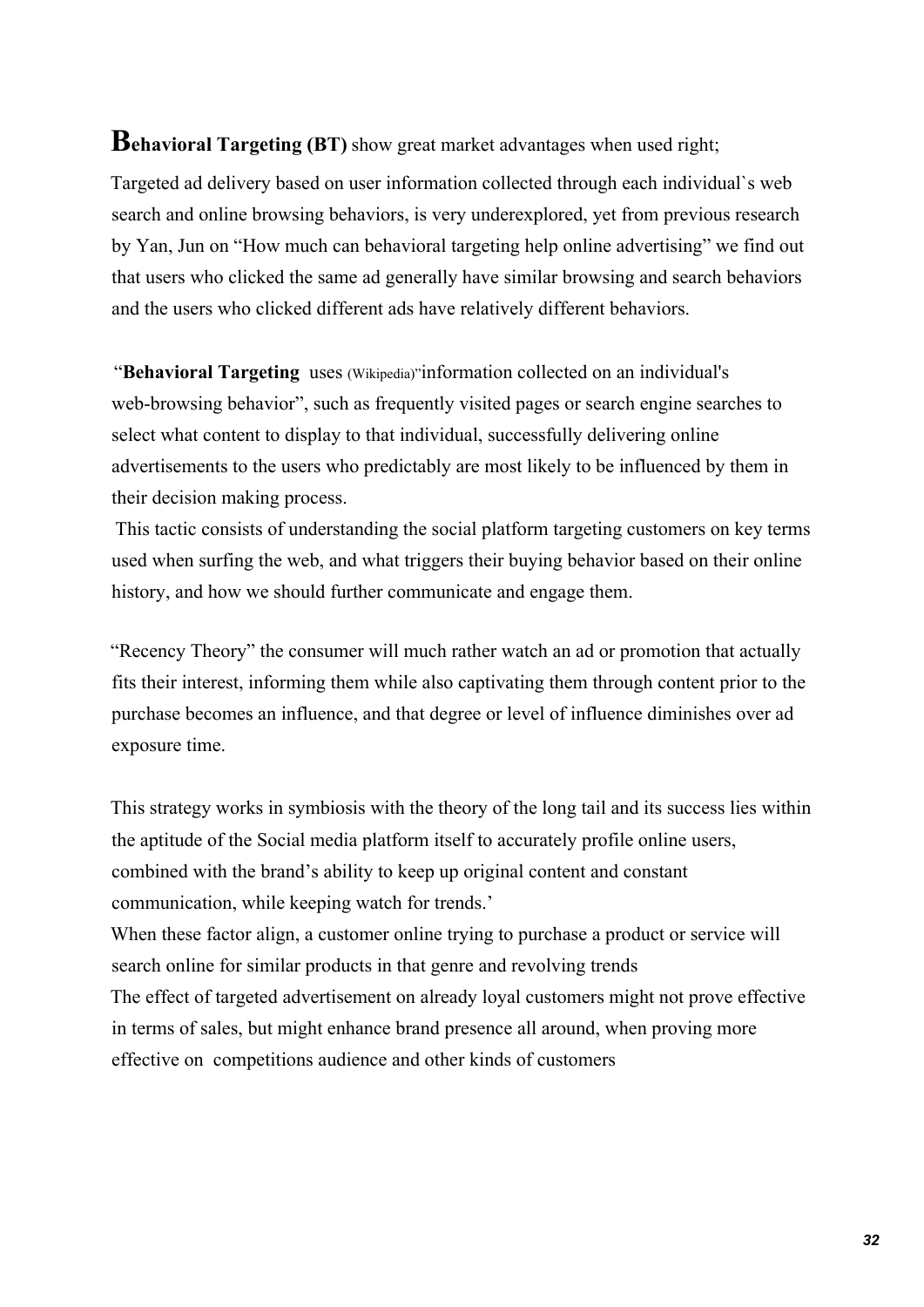**Behavioral Targeting (BT)** show great market advantages when used right;

Targeted ad delivery based on user information collected through each individual`s web search and online browsing behaviors, is very underexplored, yet from previous research by Yan, Jun on "How much can behavioral targeting help online advertising" we find out that users who clicked the same ad generally have similar browsing and search behaviors and the users who clicked different ads have relatively different behaviors.

"**Behavioral Targeting** uses (Wikipedia)"information collected on an individual's web-browsing behavior", such as frequently visited pages or search engine searches to select what content to display to that individual, successfully delivering online advertisements to the users who predictably are most likely to be influenced by them in their decision making process.

This tactic consists of understanding the social platform targeting customers on key terms used when surfing the web, and what triggers their buying behavior based on their online history, and how we should further communicate and engage them.

"Recency Theory" the consumer will much rather watch an ad or promotion that actually fits their interest, informing them while also captivating them through content prior to the purchase becomes an influence, and that degree or level of influence diminishes over ad exposure time.

This strategy works in symbiosis with the theory of the long tail and its success lies within the aptitude of the Social media platform itself to accurately profile online users, combined with the brand's ability to keep up original content and constant communication, while keeping watch for trends.'

When these factor align, a customer online trying to purchase a product or service will search online for similar products in that genre and revolving trends

The effect of targeted advertisement on already loyal customers might not prove effective in terms of sales, but might enhance brand presence all around, when proving more effective on competitions audience and other kinds of customers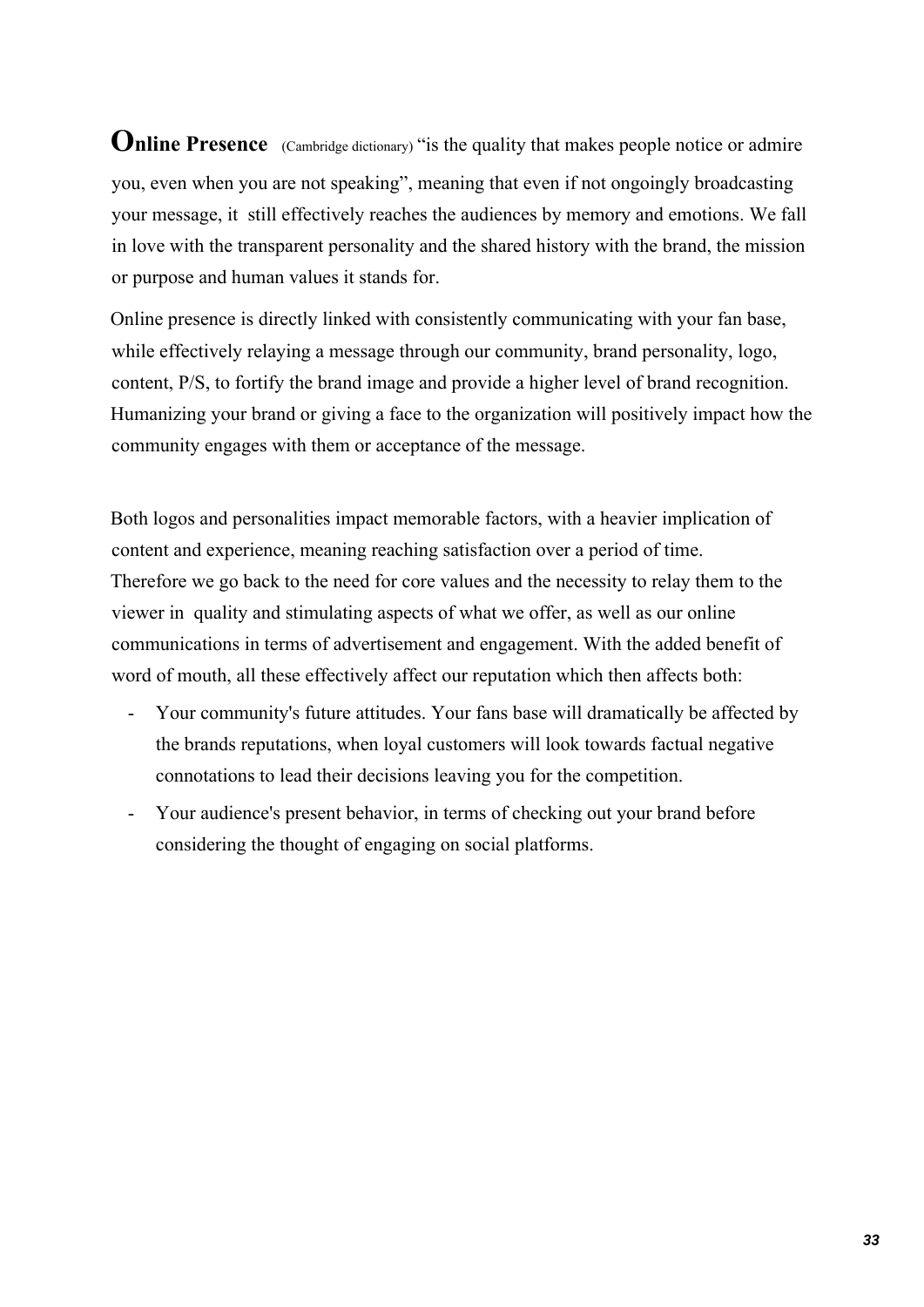**Online Presence** (Cambridge dictionary) "is the quality that makes people notice or admire you, even when you are not speaking", meaning that even if not ongoingly broadcasting your message, it still effectively reaches the audiences by memory and emotions. We fall in love with the transparent personality and the shared history with the brand, the mission or purpose and human values it stands for.

Online presence is directly linked with consistently communicating with your fan base, while effectively relaying a message through our community, brand personality, logo, content, P/S, to fortify the brand image and provide a higher level of brand recognition. Humanizing your brand or giving a face to the organization will positively impact how the community engages with them or acceptance of the message.

Both logos and personalities impact memorable factors, with a heavier implication of content and experience, meaning reaching satisfaction over a period of time. Therefore we go back to the need for core values and the necessity to relay them to the viewer in quality and stimulating aspects of what we offer, as well as our online communications in terms of advertisement and engagement. With the added benefit of word of mouth, all these effectively affect our reputation which then affects both:

- Your community's future attitudes. Your fans base will dramatically be affected by the brands reputations, when loyal customers will look towards factual negative connotations to lead their decisions leaving you for the competition.
- Your audience's present behavior, in terms of checking out your brand before considering the thought of engaging on social platforms.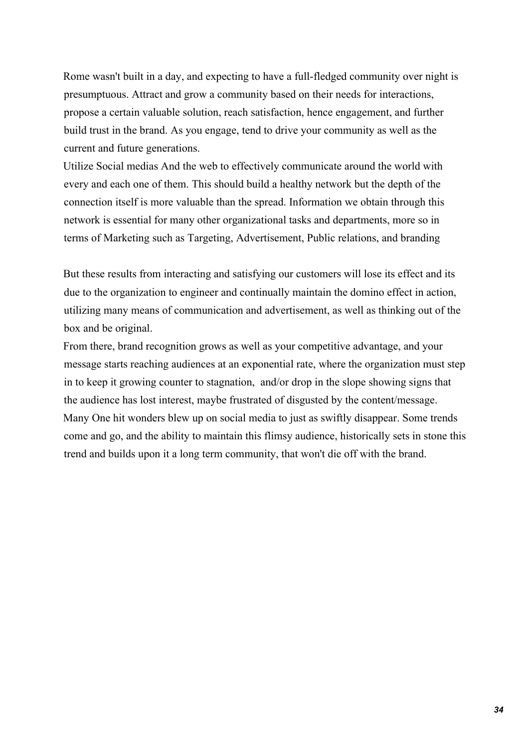Rome wasn't built in a day, and expecting to have a full-fledged community over night is presumptuous. Attract and grow a community based on their needs for interactions, propose a certain valuable solution, reach satisfaction, hence engagement, and further build trust in the brand. As you engage, tend to drive your community as well as the current and future generations.

Utilize Social medias And the web to effectively communicate around the world with every and each one of them. This should build a healthy network but the depth of the connection itself is more valuable than the spread. Information we obtain through this network is essential for many other organizational tasks and departments, more so in terms of Marketing such as Targeting, Advertisement, Public relations, and branding

But these results from interacting and satisfying our customers will lose its effect and its due to the organization to engineer and continually maintain the domino effect in action, utilizing many means of communication and advertisement, as well as thinking out of the box and be original.

From there, brand recognition grows as well as your competitive advantage, and your message starts reaching audiences at an exponential rate, where the organization must step in to keep it growing counter to stagnation,  and/or drop in the slope showing signs that the audience has lost interest, maybe frustrated of disgusted by the content/message.

Many One hit wonders blew up on social media to just as swiftly disappear. Some trends come and go, and the ability to maintain this flimsy audience, historically sets in stone this trend and builds upon it a long term community, that won't die off with the brand.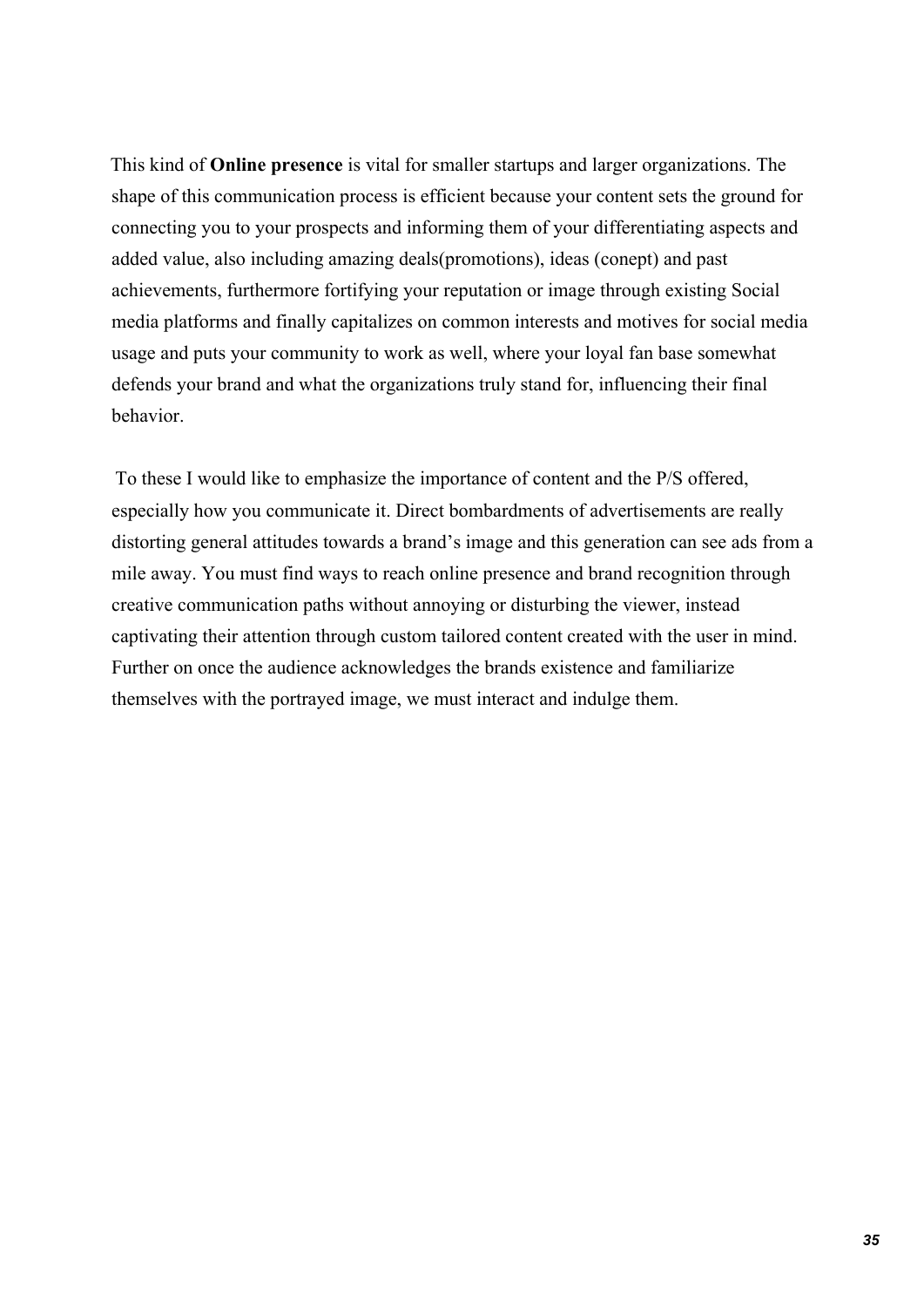This kind of **Online presence** is vital for smaller startups and larger organizations. The shape of this communication process is efficient because your content sets the ground for connecting you to your prospects and informing them of your differentiating aspects and added value, also including amazing deals(promotions), ideas (conept) and past achievements, furthermore fortifying your reputation or image through existing Social media platforms and finally capitalizes on common interests and motives for social media usage and puts your community to work as well, where your loyal fan base somewhat defends your brand and what the organizations truly stand for, influencing their final behavior.

To these I would like to emphasize the importance of content and the P/S offered, especially how you communicate it. Direct bombardments of advertisements are really distorting general attitudes towards a brand's image and this generation can see ads from a mile away. You must find ways to reach online presence and brand recognition through creative communication paths without annoying or disturbing the viewer, instead captivating their attention through custom tailored content created with the user in mind. Further on once the audience acknowledges the brands existence and familiarize themselves with the portrayed image, we must interact and indulge them.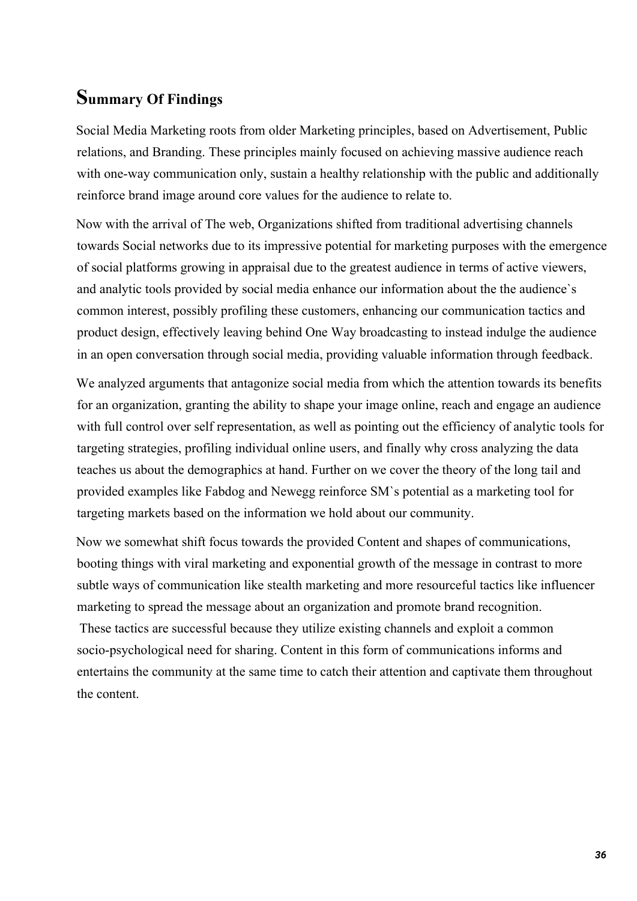## Summary Of Findings

Social Media Marketing roots from older Marketing principles, based on Advertisement, Public relations, and Branding. These principles mainly focused on achieving massive audience reach with one-way communication only, sustain a healthy relationship with the public and additionally reinforce brand image around core values for the audience to relate to.

Now with the arrival of The web, Organizations shifted from traditional advertising channels towards Social networks due to its impressive potential for marketing purposes with the emergence of social platforms growing in appraisal due to the greatest audience in terms of active viewers, and analytic tools provided by social media enhance our information about the the audience`s common interest, possibly profiling these customers, enhancing our communication tactics and product design, effectively leaving behind One Way broadcasting to instead indulge the audience in an open conversation through social media, providing valuable information through feedback.

We analyzed arguments that antagonize social media from which the attention towards its benefits for an organization, granting the ability to shape your image online, reach and engage an audience with full control over self representation, as well as pointing out the efficiency of analytic tools for targeting strategies, profiling individual online users, and finally why cross analyzing the data teaches us about the demographics at hand. Further on we cover the theory of the long tail and provided examples like Fabdog and Newegg reinforce SM`s potential as a marketing tool for targeting markets based on the information we hold about our community.

Now we somewhat shift focus towards the provided Content and shapes of communications, booting things with viral marketing and exponential growth of the message in contrast to more subtle ways of communication like stealth marketing and more resourceful tactics like influencer marketing to spread the message about an organization and promote brand recognition.
These tactics are successful because they utilize existing channels and exploit a common socio-psychological need for sharing. Content in this form of communications informs and entertains the community at the same time to catch their attention and captivate them throughout the content.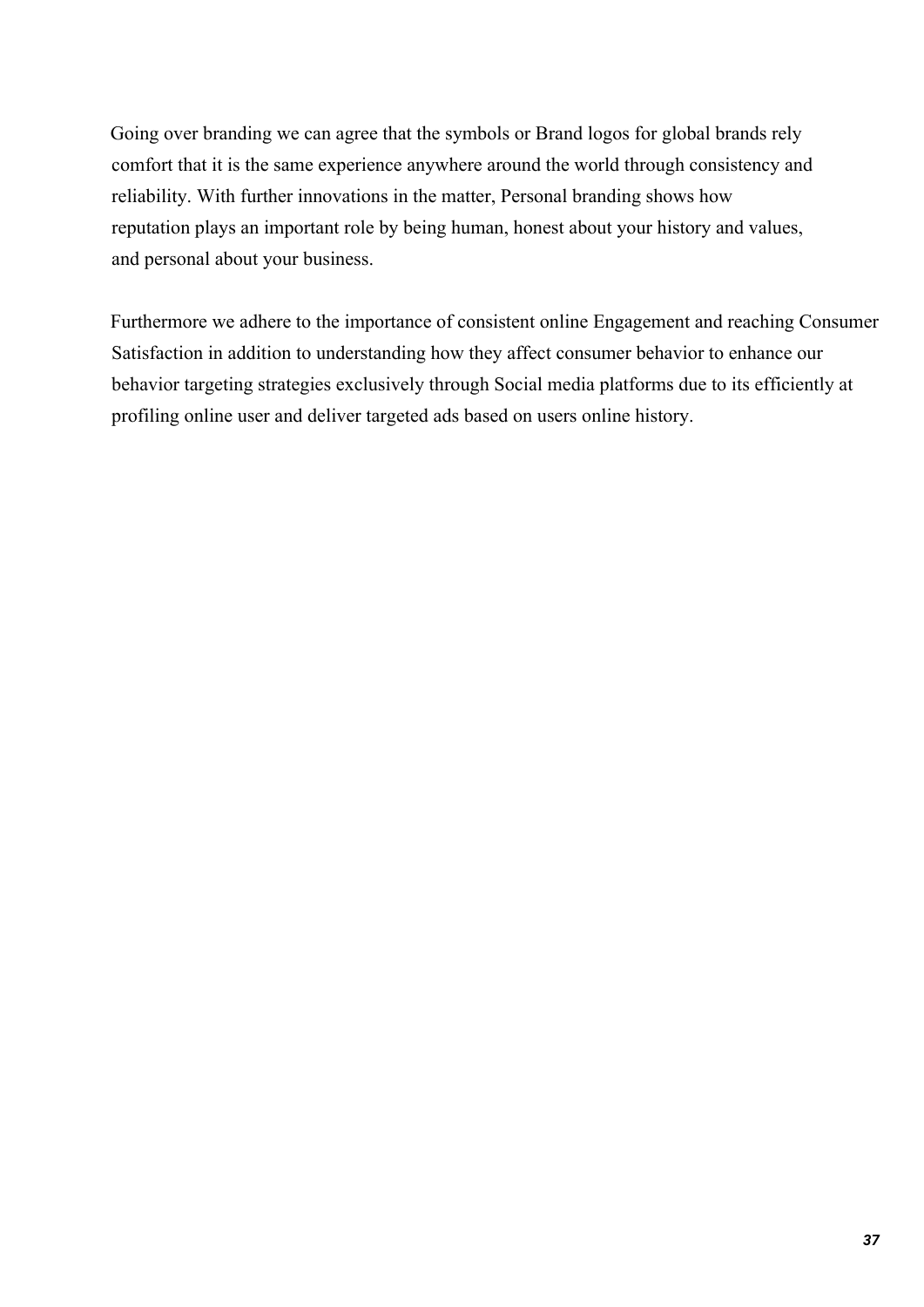Going over branding we can agree that the symbols or Brand logos for global brands rely comfort that it is the same experience anywhere around the world through consistency and reliability. With further innovations in the matter, Personal branding shows how reputation plays an important role by being human, honest about your history and values, and personal about your business.

Furthermore we adhere to the importance of consistent online Engagement and reaching Consumer Satisfaction in addition to understanding how they affect consumer behavior to enhance our behavior targeting strategies exclusively through Social media platforms due to its efficiently at profiling online user and deliver targeted ads based on users online history.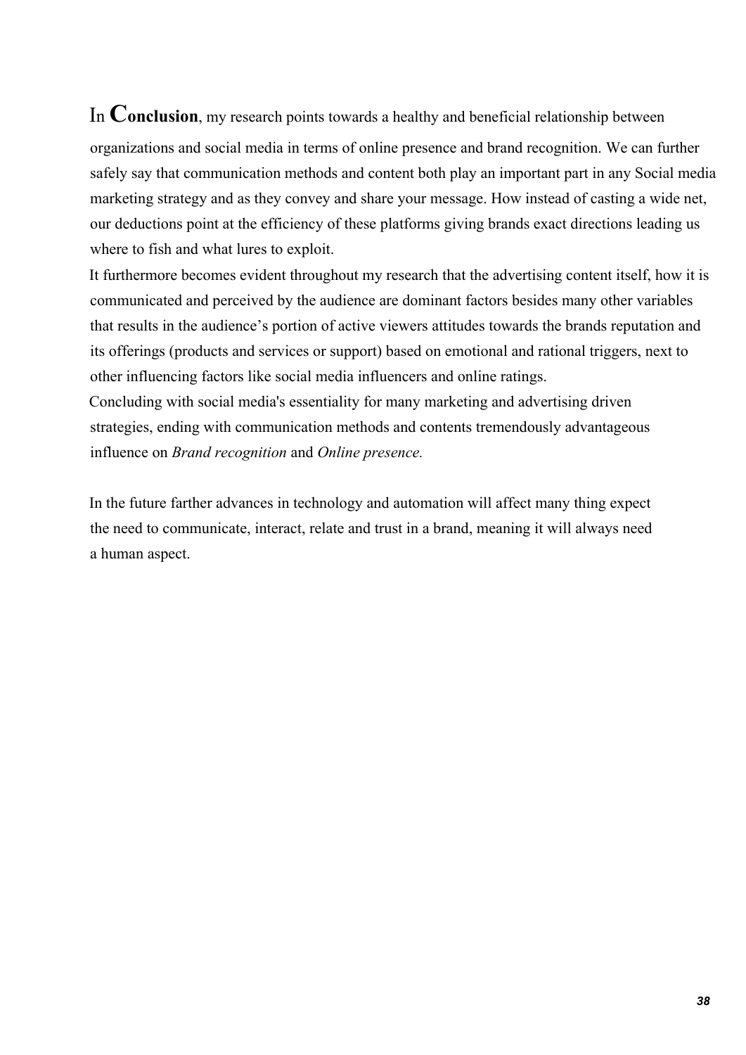In **Conclusion**, my research points towards a healthy and beneficial relationship between organizations and social media in terms of online presence and brand recognition. We can further safely say that communication methods and content both play an important part in any Social media marketing strategy and as they convey and share your message. How instead of casting a wide net, our deductions point at the efficiency of these platforms giving brands exact directions leading us where to fish and what lures to exploit.

It furthermore becomes evident throughout my research that the advertising content itself, how it is communicated and perceived by the audience are dominant factors besides many other variables that results in the audience's portion of active viewers attitudes towards the brands reputation and its offerings (products and services or support) based on emotional and rational triggers, next to other influencing factors like social media influencers and online ratings.

Concluding with social media's essentiality for many marketing and advertising driven strategies, ending with communication methods and contents tremendously advantageous influence on *Brand recognition* and *Online presence.*

In the future farther advances in technology and automation will affect many thing expect the need to communicate, interact, relate and trust in a brand, meaning it will always need a human aspect.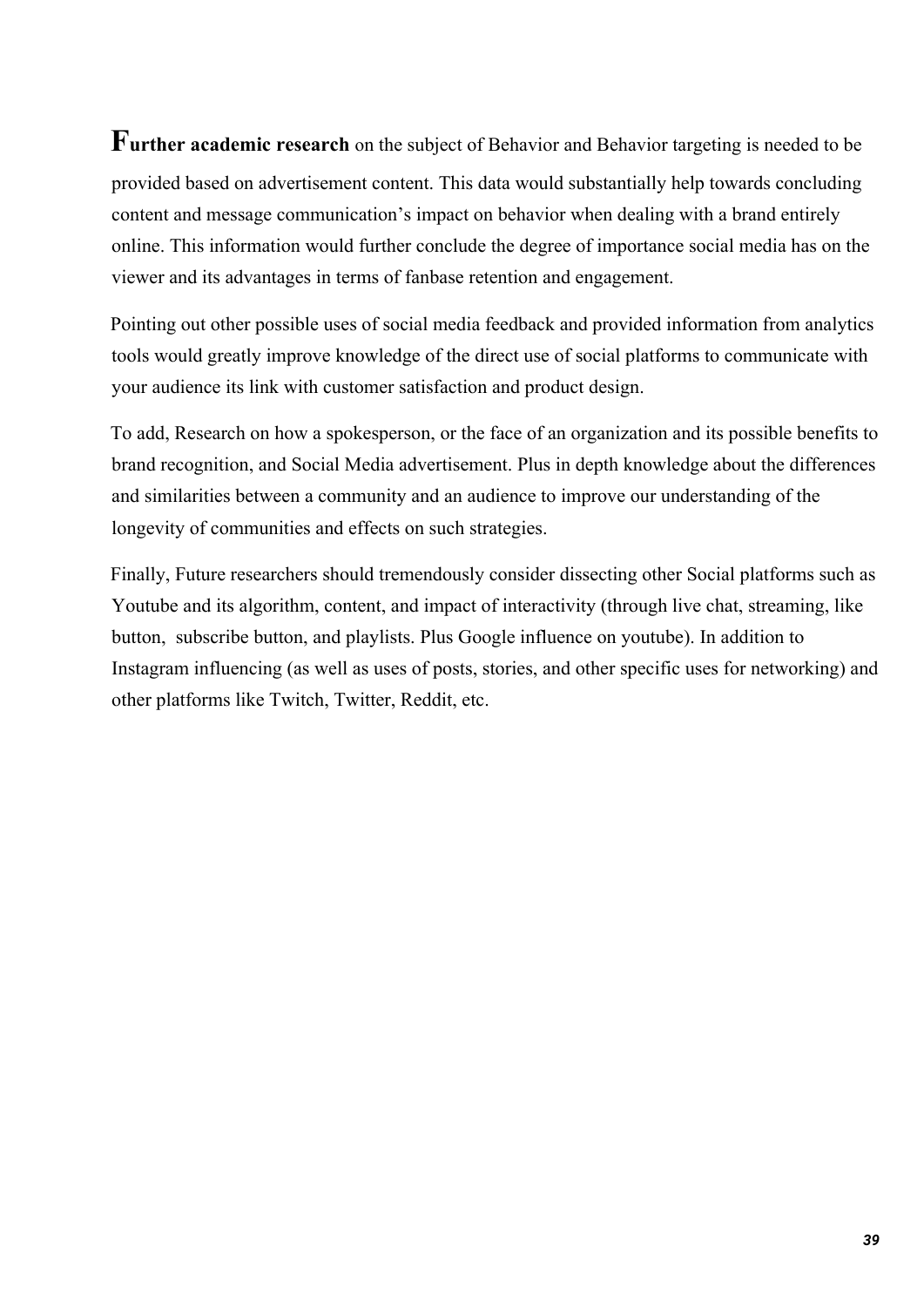**Further academic research** on the subject of Behavior and Behavior targeting is needed to be provided based on advertisement content. This data would substantially help towards concluding content and message communication's impact on behavior when dealing with a brand entirely online. This information would further conclude the degree of importance social media has on the viewer and its advantages in terms of fanbase retention and engagement.

Pointing out other possible uses of social media feedback and provided information from analytics tools would greatly improve knowledge of the direct use of social platforms to communicate with your audience its link with customer satisfaction and product design.

To add, Research on how a spokesperson, or the face of an organization and its possible benefits to brand recognition, and Social Media advertisement. Plus in depth knowledge about the differences and similarities between a community and an audience to improve our understanding of the longevity of communities and effects on such strategies.

Finally, Future researchers should tremendously consider dissecting other Social platforms such as Youtube and its algorithm, content, and impact of interactivity (through live chat, streaming, like button, subscribe button, and playlists. Plus Google influence on youtube). In addition to Instagram influencing (as well as uses of posts, stories, and other specific uses for networking) and other platforms like Twitch, Twitter, Reddit, etc.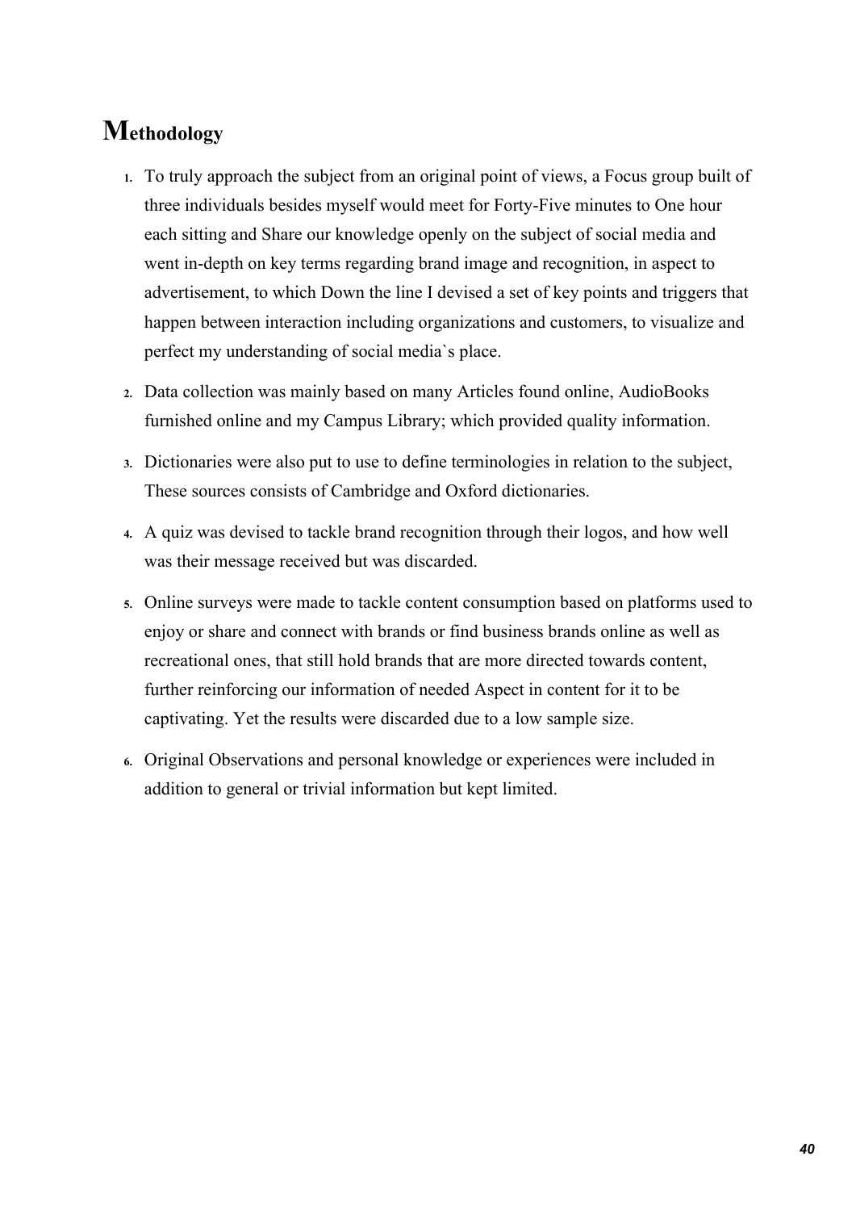# Methodology

1. To truly approach the subject from an original point of views, a Focus group built of three individuals besides myself would meet for Forty-Five minutes to One hour each sitting and Share our knowledge openly on the subject of social media and went in-depth on key terms regarding brand image and recognition, in aspect to advertisement, to which Down the line I devised a set of key points and triggers that happen between interaction including organizations and customers, to visualize and perfect my understanding of social media`s place.
2. Data collection was mainly based on many Articles found online, AudioBooks furnished online and my Campus Library; which provided quality information.
3. Dictionaries were also put to use to define terminologies in relation to the subject, These sources consists of Cambridge and Oxford dictionaries.
4. A quiz was devised to tackle brand recognition through their logos, and how well was their message received but was discarded.
5. Online surveys were made to tackle content consumption based on platforms used to enjoy or share and connect with brands or find business brands online as well as recreational ones, that still hold brands that are more directed towards content, further reinforcing our information of needed Aspect in content for it to be captivating. Yet the results were discarded due to a low sample size.
6. Original Observations and personal knowledge or experiences were included in addition to general or trivial information but kept limited.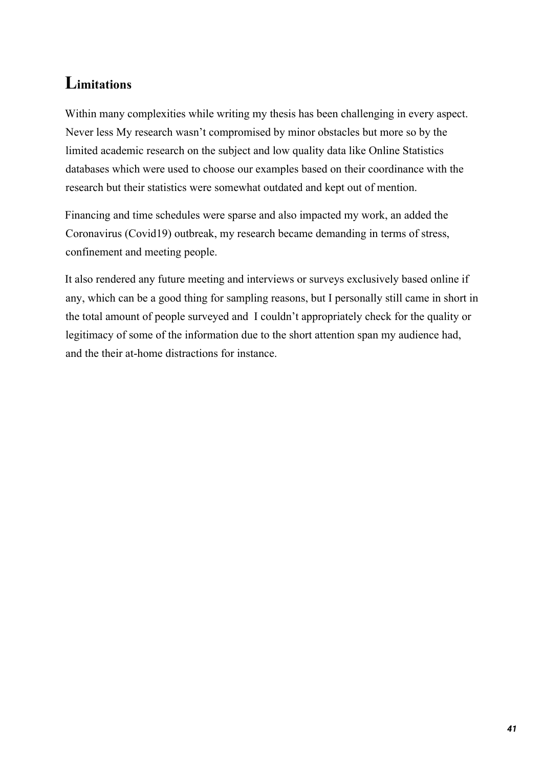## Limitations

Within many complexities while writing my thesis has been challenging in every aspect. Never less My research wasn't compromised by minor obstacles but more so by the limited academic research on the subject and low quality data like Online Statistics databases which were used to choose our examples based on their coordinance with the research but their statistics were somewhat outdated and kept out of mention.

Financing and time schedules were sparse and also impacted my work, an added the Coronavirus (Covid19) outbreak, my research became demanding in terms of stress, confinement and meeting people.

It also rendered any future meeting and interviews or surveys exclusively based online if any, which can be a good thing for sampling reasons, but I personally still came in short in the total amount of people surveyed and I couldn't appropriately check for the quality or legitimacy of some of the information due to the short attention span my audience had, and the their at-home distractions for instance.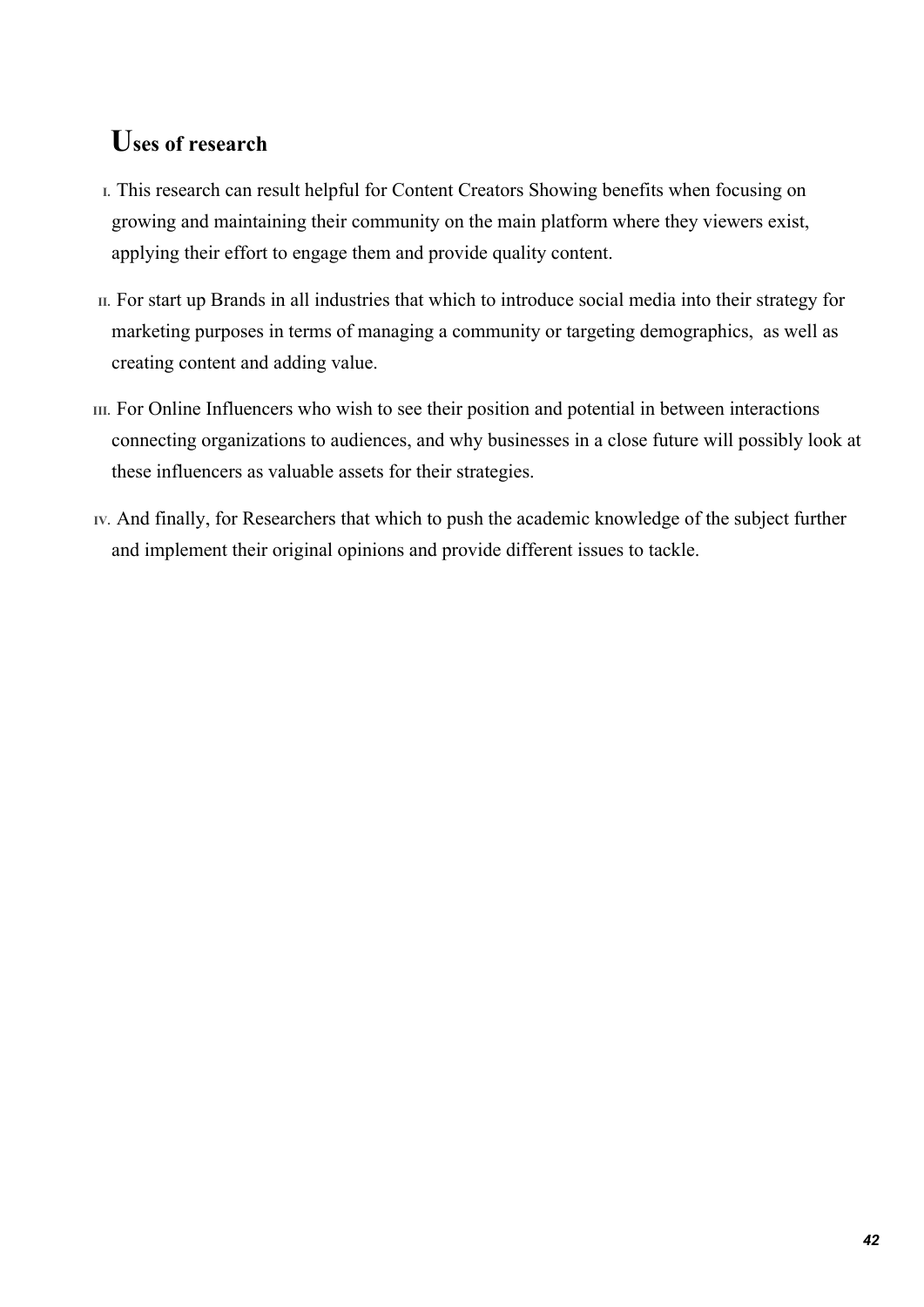## Uses of research

I. This research can result helpful for Content Creators Showing benefits when focusing on growing and maintaining their community on the main platform where they viewers exist, applying their effort to engage them and provide quality content.

II. For start up Brands in all industries that which to introduce social media into their strategy for marketing purposes in terms of managing a community or targeting demographics, as well as creating content and adding value.

III. For Online Influencers who wish to see their position and potential in between interactions connecting organizations to audiences, and why businesses in a close future will possibly look at these influencers as valuable assets for their strategies.

IV. And finally, for Researchers that which to push the academic knowledge of the subject further and implement their original opinions and provide different issues to tackle.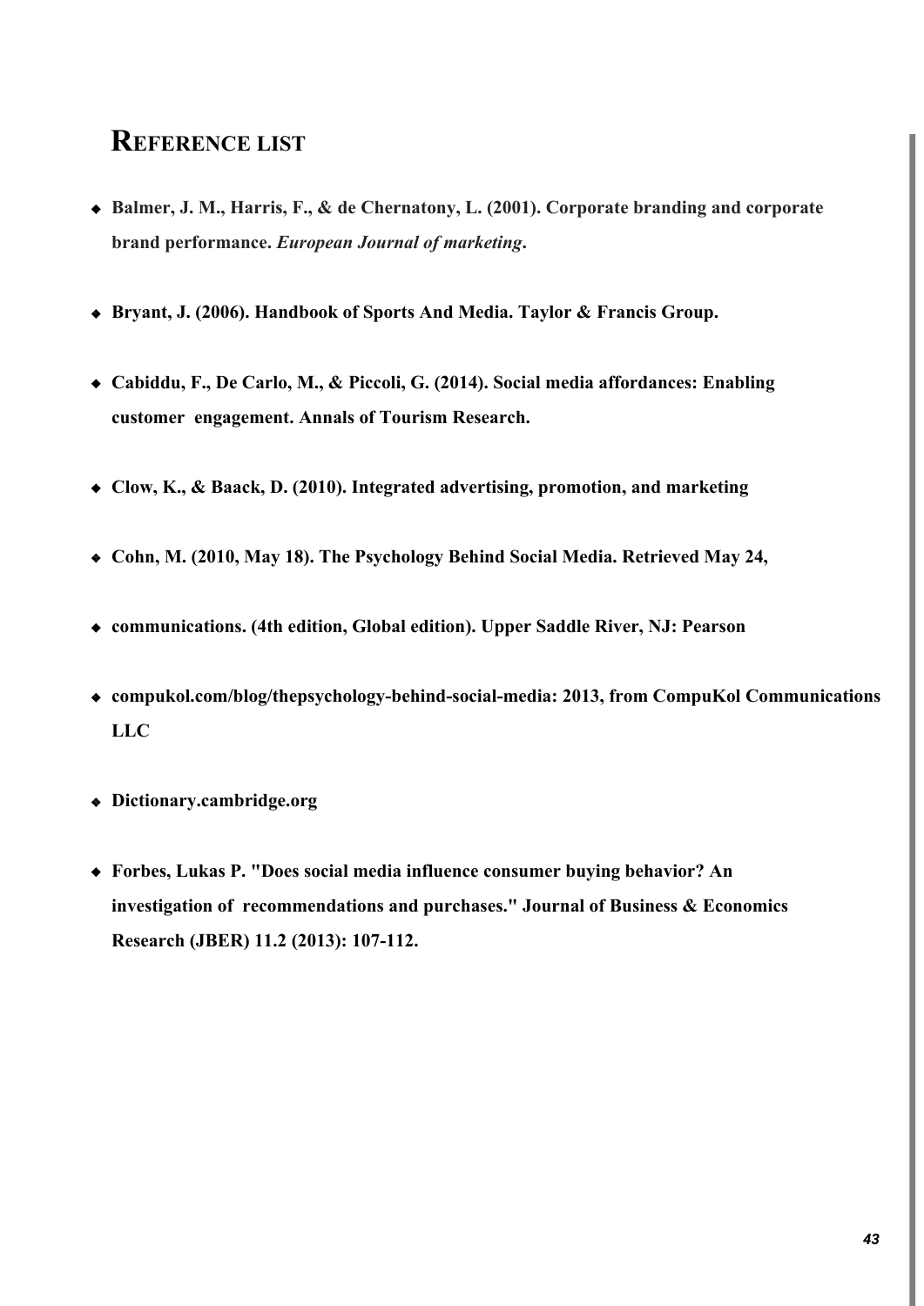# REFERENCE LIST

- **Balmer, J. M., Harris, F., & de Chernatony, L. (2001). Corporate branding and corporate brand performance. *European Journal of marketing*.**
- **Bryant, J. (2006). Handbook of Sports And Media. Taylor & Francis Group.**
- **Cabiddu, F., De Carlo, M., & Piccoli, G. (2014). Social media affordances: Enabling customer engagement. Annals of Tourism Research.**
- **Clow, K., & Baack, D. (2010). Integrated advertising, promotion, and marketing**
- **Cohn, M. (2010, May 18). The Psychology Behind Social Media. Retrieved May 24,**
- **communications. (4th edition, Global edition). Upper Saddle River, NJ: Pearson**
- **compukol.com/blog/thepsychology-behind-social-media: 2013, from CompuKol Communications LLC**
- **Dictionary.cambridge.org**
- **Forbes, Lukas P. "Does social media influence consumer buying behavior? An investigation of recommendations and purchases." Journal of Business & Economics Research (JBER) 11.2 (2013): 107-112.**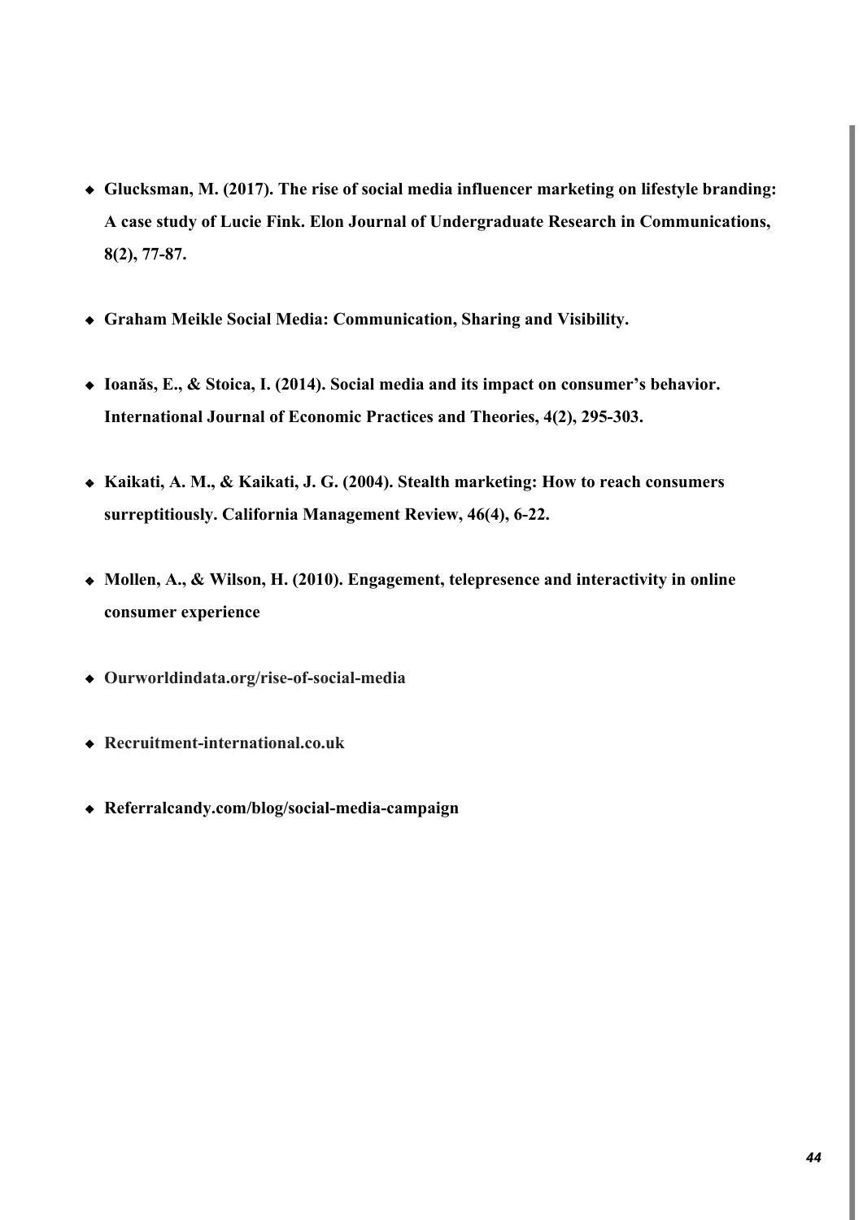- **Glucksman, M. (2017). The rise of social media influencer marketing on lifestyle branding: A case study of Lucie Fink. Elon Journal of Undergraduate Research in Communications, 8(2), 77-87.**
- **Graham Meikle Social Media: Communication, Sharing and Visibility.**
- **Ioanăs, E., & Stoica, I. (2014). Social media and its impact on consumer's behavior. International Journal of Economic Practices and Theories, 4(2), 295-303.**
- **Kaikati, A. M., & Kaikati, J. G. (2004). Stealth marketing: How to reach consumers surreptitiously. California Management Review, 46(4), 6-22.**
- **Mollen, A., & Wilson, H. (2010). Engagement, telepresence and interactivity in online consumer experience**
- **Ourworldindata.org/rise-of-social-media**
- **Recruitment-international.co.uk**
- **Referralcandy.com/blog/social-media-campaign**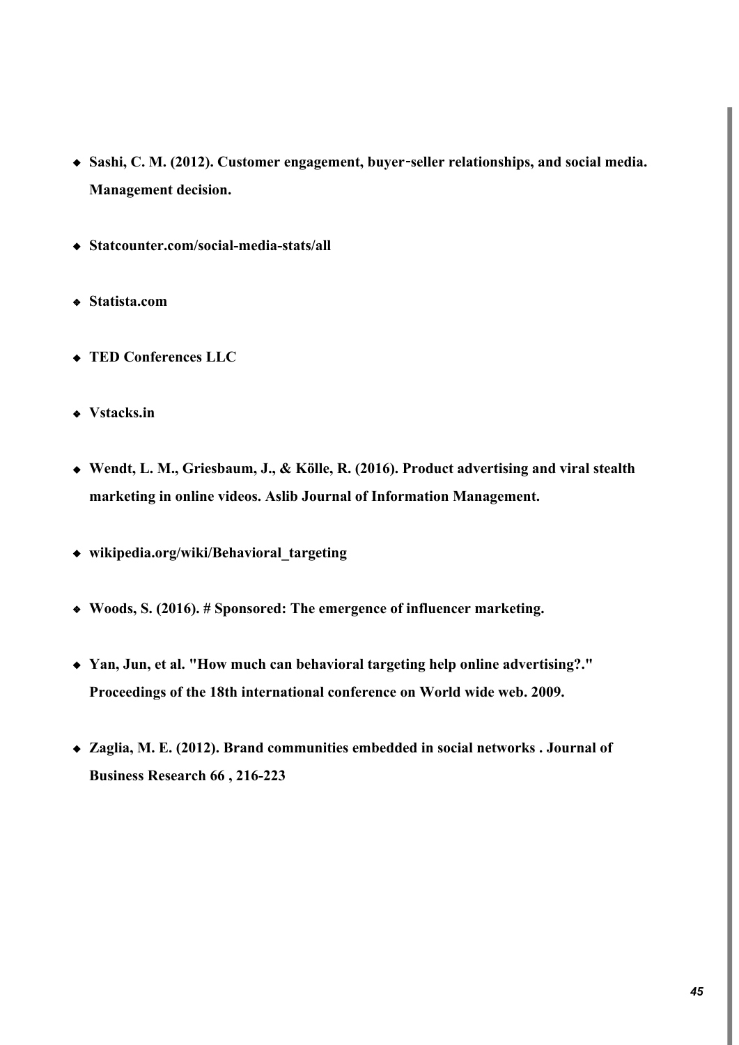- **Sashi, C. M. (2012). Customer engagement, buyer-seller relationships, and social media. Management decision.**

- **Statcounter.com/social-media-stats/all**

- **Statista.com**

- **TED Conferences LLC**

- **Vstacks.in**

- **Wendt, L. M., Griesbaum, J., & Kölle, R. (2016). Product advertising and viral stealth marketing in online videos. Aslib Journal of Information Management.**

- **wikipedia.org/wiki/Behavioral_targeting**

- **Woods, S. (2016). # Sponsored: The emergence of influencer marketing.**

- **Yan, Jun, et al. "How much can behavioral targeting help online advertising?." Proceedings of the 18th international conference on World wide web. 2009.**

- **Zaglia, M. E. (2012). Brand communities embedded in social networks . Journal of Business Research 66 , 216-223**